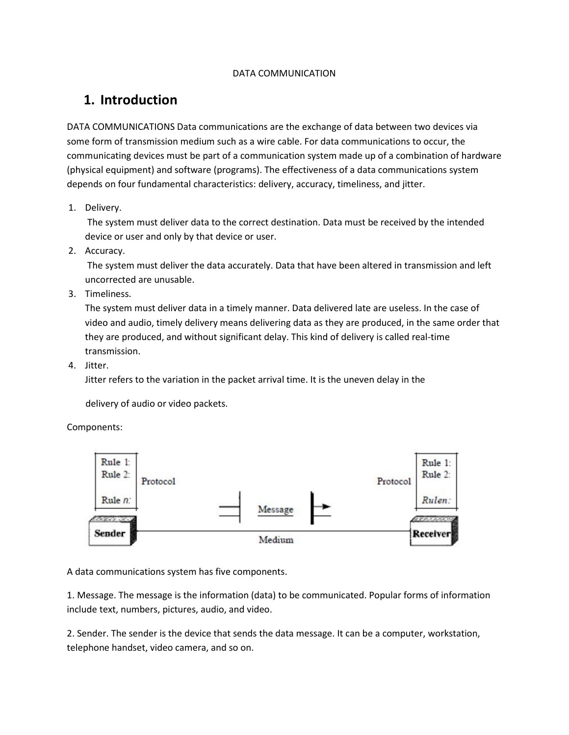DATA COMMUNICATION

# 1. Introduction

DATA COMMUNICATIONS Data communications are the exchange of data between two devices via some form of transmission medium such as a wire cable. For data communications to occur, the communicating devices must be part of a communication system made up of a combination of hardware (physical equipment) and software (programs). The effectiveness of a data communications system depends on four fundamental characteristics: delivery, accuracy, timeliness, and jitter.

1. Delivery.
   The system must deliver data to the correct destination. Data must be received by the intended device or user and only by that device or user.
2. Accuracy.
   The system must deliver the data accurately. Data that have been altered in transmission and left uncorrected are unusable.
3. Timeliness.
   The system must deliver data in a timely manner. Data delivered late are useless. In the case of video and audio, timely delivery means delivering data as they are produced, in the same order that they are produced, and without significant delay. This kind of delivery is called real-time transmission.
4. Jitter.
   Jitter refers to the variation in the packet arrival time. It is the uneven delay in the

   delivery of audio or video packets.

Components:

A data communications system has five components.

1. Message. The message is the information (data) to be communicated. Popular forms of information include text, numbers, pictures, audio, and video.

2. Sender. The sender is the device that sends the data message. It can be a computer, workstation, telephone handset, video camera, and so on.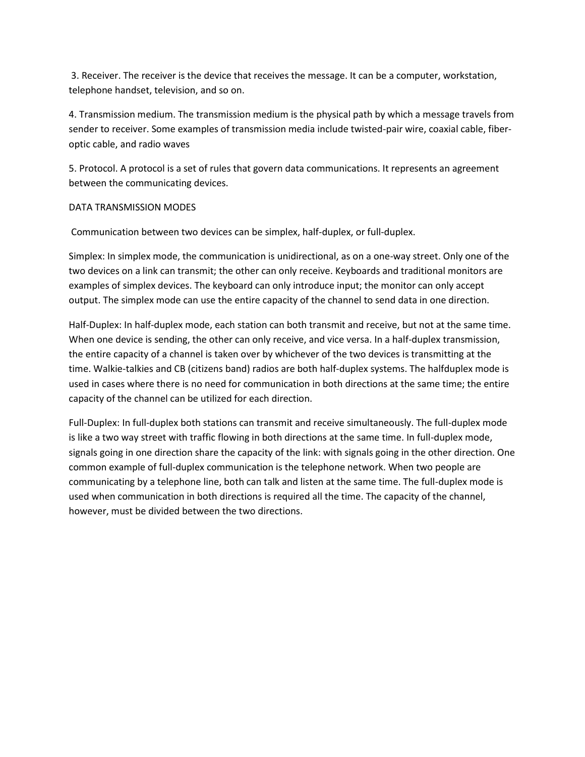3. Receiver. The receiver is the device that receives the message. It can be a computer, workstation, telephone handset, television, and so on.

4. Transmission medium. The transmission medium is the physical path by which a message travels from sender to receiver. Some examples of transmission media include twisted-pair wire, coaxial cable, fiber-optic cable, and radio waves

5. Protocol. A protocol is a set of rules that govern data communications. It represents an agreement between the communicating devices.

## DATA TRANSMISSION MODES

Communication between two devices can be simplex, half-duplex, or full-duplex.

Simplex: In simplex mode, the communication is unidirectional, as on a one-way street. Only one of the two devices on a link can transmit; the other can only receive. Keyboards and traditional monitors are examples of simplex devices. The keyboard can only introduce input; the monitor can only accept output. The simplex mode can use the entire capacity of the channel to send data in one direction.

Half-Duplex: In half-duplex mode, each station can both transmit and receive, but not at the same time. When one device is sending, the other can only receive, and vice versa. In a half-duplex transmission, the entire capacity of a channel is taken over by whichever of the two devices is transmitting at the time. Walkie-talkies and CB (citizens band) radios are both half-duplex systems. The halfduplex mode is used in cases where there is no need for communication in both directions at the same time; the entire capacity of the channel can be utilized for each direction.

Full-Duplex: In full-duplex both stations can transmit and receive simultaneously. The full-duplex mode is like a two way street with traffic flowing in both directions at the same time. In full-duplex mode, signals going in one direction share the capacity of the link: with signals going in the other direction. One common example of full-duplex communication is the telephone network. When two people are communicating by a telephone line, both can talk and listen at the same time. The full-duplex mode is used when communication in both directions is required all the time. The capacity of the channel, however, must be divided between the two directions.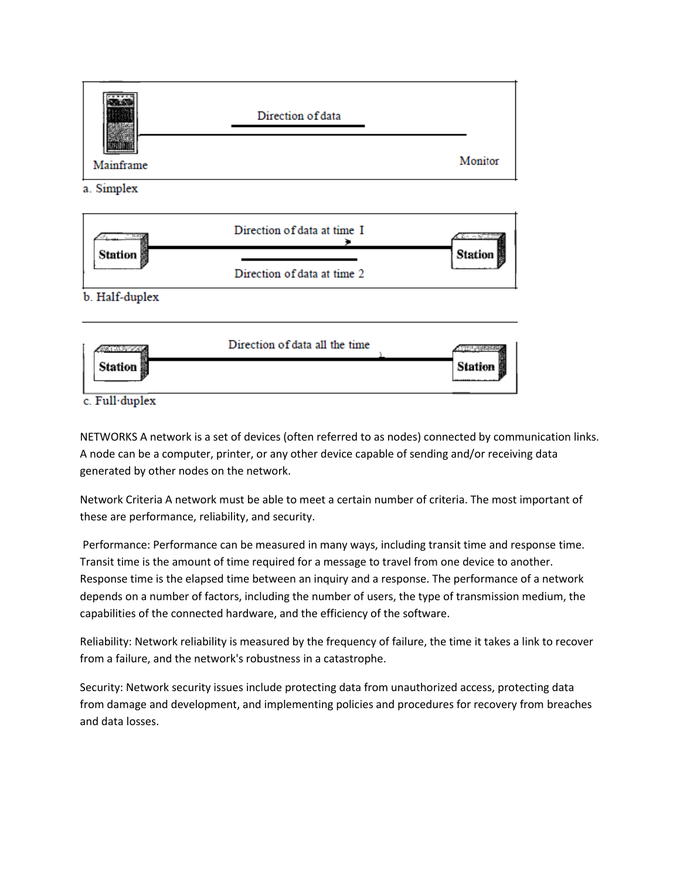a. Simplex

b. Half-duplex

c. Full-duplex

NETWORKS A network is a set of devices (often referred to as nodes) connected by communication links. A node can be a computer, printer, or any other device capable of sending and/or receiving data generated by other nodes on the network.

Network Criteria A network must be able to meet a certain number of criteria. The most important of these are performance, reliability, and security.

Performance: Performance can be measured in many ways, including transit time and response time. Transit time is the amount of time required for a message to travel from one device to another. Response time is the elapsed time between an inquiry and a response. The performance of a network depends on a number of factors, including the number of users, the type of transmission medium, the capabilities of the connected hardware, and the efficiency of the software.

Reliability: Network reliability is measured by the frequency of failure, the time it takes a link to recover from a failure, and the network's robustness in a catastrophe.

Security: Network security issues include protecting data from unauthorized access, protecting data from damage and development, and implementing policies and procedures for recovery from breaches and data losses.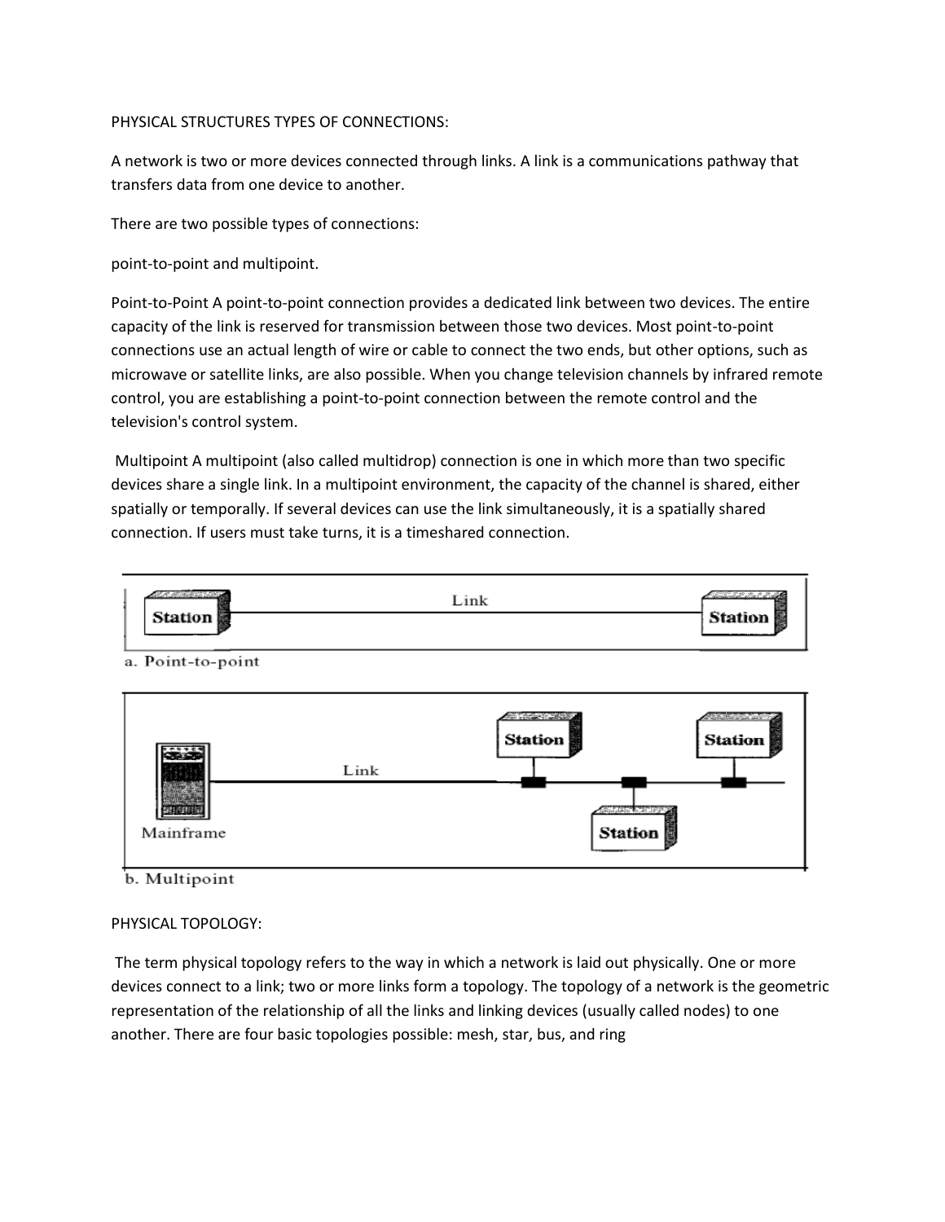PHYSICAL STRUCTURES TYPES OF CONNECTIONS:

A network is two or more devices connected through links. A link is a communications pathway that transfers data from one device to another.

There are two possible types of connections:

point-to-point and multipoint.

Point-to-Point A point-to-point connection provides a dedicated link between two devices. The entire capacity of the link is reserved for transmission between those two devices. Most point-to-point connections use an actual length of wire or cable to connect the two ends, but other options, such as microwave or satellite links, are also possible. When you change television channels by infrared remote control, you are establishing a point-to-point connection between the remote control and the television's control system.

Multipoint A multipoint (also called multidrop) connection is one in which more than two specific devices share a single link. In a multipoint environment, the capacity of the channel is shared, either spatially or temporally. If several devices can use the link simultaneously, it is a spatially shared connection. If users must take turns, it is a timeshared connection.

Station — Link — Station

a. Point-to-point

Mainframe — Link — Station, Station, Station

b. Multipoint

PHYSICAL TOPOLOGY:

The term physical topology refers to the way in which a network is laid out physically. One or more devices connect to a link; two or more links form a topology. The topology of a network is the geometric representation of the relationship of all the links and linking devices (usually called nodes) to one another. There are four basic topologies possible: mesh, star, bus, and ring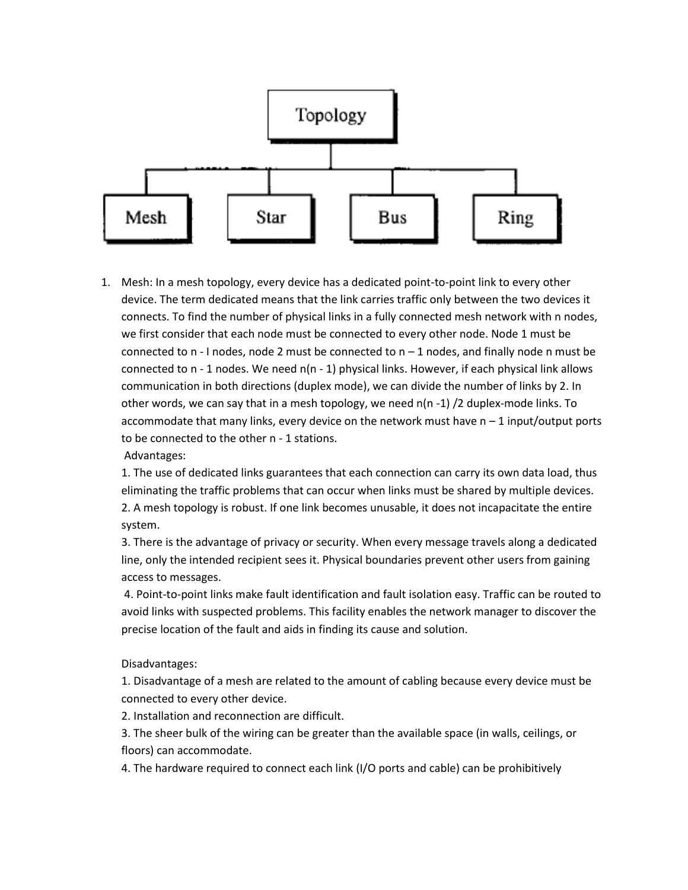Topology

Mesh | Star | Bus | Ring

1. Mesh: In a mesh topology, every device has a dedicated point-to-point link to every other device. The term dedicated means that the link carries traffic only between the two devices it connects. To find the number of physical links in a fully connected mesh network with n nodes, we first consider that each node must be connected to every other node. Node 1 must be connected to n - I nodes, node 2 must be connected to n – 1 nodes, and finally node n must be connected to n - 1 nodes. We need n(n - 1) physical links. However, if each physical link allows communication in both directions (duplex mode), we can divide the number of links by 2. In other words, we can say that in a mesh topology, we need n(n -1) /2 duplex-mode links. To accommodate that many links, every device on the network must have n – 1 input/output ports to be connected to the other n - 1 stations.

   Advantages:

   1. The use of dedicated links guarantees that each connection can carry its own data load, thus eliminating the traffic problems that can occur when links must be shared by multiple devices.
   2. A mesh topology is robust. If one link becomes unusable, it does not incapacitate the entire system.
   3. There is the advantage of privacy or security. When every message travels along a dedicated line, only the intended recipient sees it. Physical boundaries prevent other users from gaining access to messages.
   4. Point-to-point links make fault identification and fault isolation easy. Traffic can be routed to avoid links with suspected problems. This facility enables the network manager to discover the precise location of the fault and aids in finding its cause and solution.

   Disadvantages:

   1. Disadvantage of a mesh are related to the amount of cabling because every device must be connected to every other device.
   2. Installation and reconnection are difficult.
   3. The sheer bulk of the wiring can be greater than the available space (in walls, ceilings, or floors) can accommodate.
   4. The hardware required to connect each link (I/O ports and cable) can be prohibitively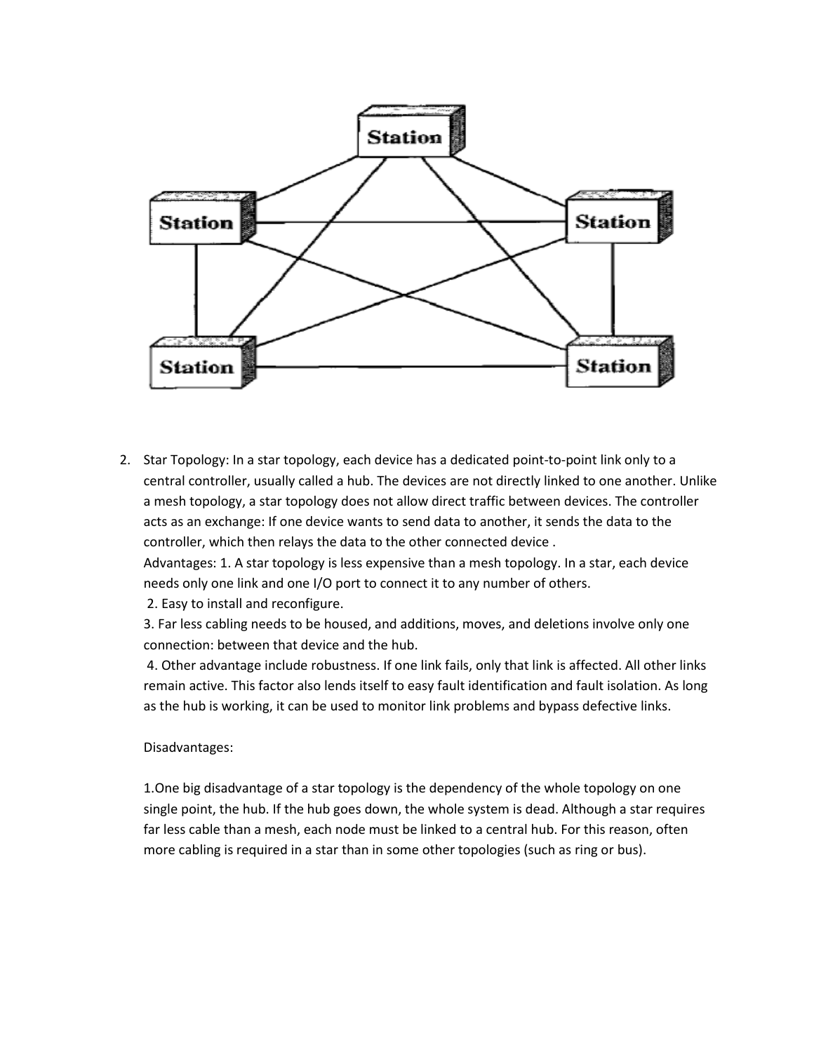2. Star Topology: In a star topology, each device has a dedicated point-to-point link only to a central controller, usually called a hub. The devices are not directly linked to one another. Unlike a mesh topology, a star topology does not allow direct traffic between devices. The controller acts as an exchange: If one device wants to send data to another, it sends the data to the controller, which then relays the data to the other connected device .

   Advantages: 1. A star topology is less expensive than a mesh topology. In a star, each device needs only one link and one I/O port to connect it to any number of others.

   2. Easy to install and reconfigure.

   3. Far less cabling needs to be housed, and additions, moves, and deletions involve only one connection: between that device and the hub.

   4. Other advantage include robustness. If one link fails, only that link is affected. All other links remain active. This factor also lends itself to easy fault identification and fault isolation. As long as the hub is working, it can be used to monitor link problems and bypass defective links.

   Disadvantages:

   1.One big disadvantage of a star topology is the dependency of the whole topology on one single point, the hub. If the hub goes down, the whole system is dead. Although a star requires far less cable than a mesh, each node must be linked to a central hub. For this reason, often more cabling is required in a star than in some other topologies (such as ring or bus).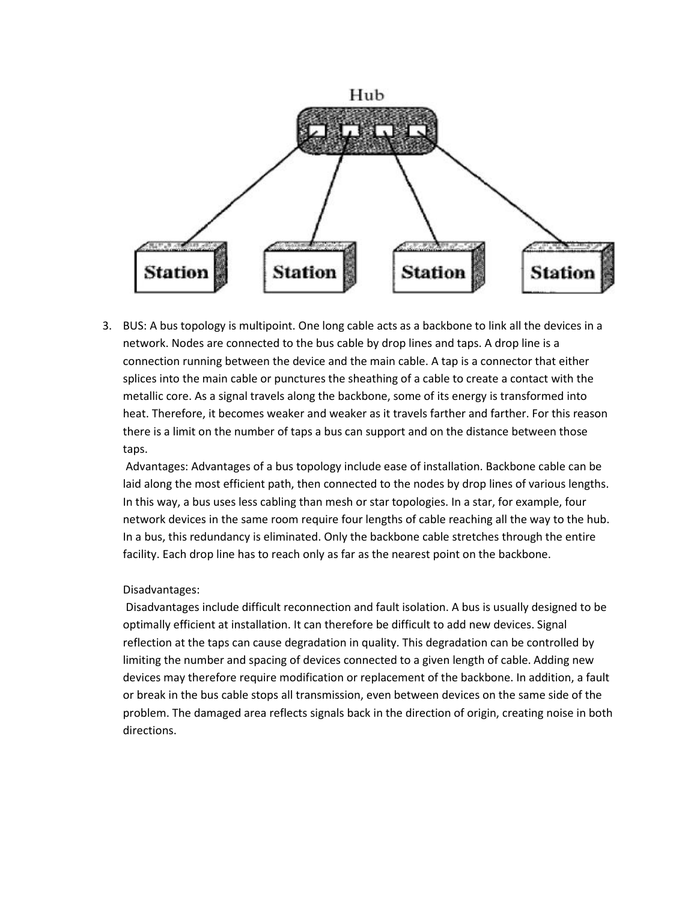Hub

Station

Station

Station

Station

3. BUS: A bus topology is multipoint. One long cable acts as a backbone to link all the devices in a network. Nodes are connected to the bus cable by drop lines and taps. A drop line is a connection running between the device and the main cable. A tap is a connector that either splices into the main cable or punctures the sheathing of a cable to create a contact with the metallic core. As a signal travels along the backbone, some of its energy is transformed into heat. Therefore, it becomes weaker and weaker as it travels farther and farther. For this reason there is a limit on the number of taps a bus can support and on the distance between those taps.

   Advantages: Advantages of a bus topology include ease of installation. Backbone cable can be laid along the most efficient path, then connected to the nodes by drop lines of various lengths. In this way, a bus uses less cabling than mesh or star topologies. In a star, for example, four network devices in the same room require four lengths of cable reaching all the way to the hub. In a bus, this redundancy is eliminated. Only the backbone cable stretches through the entire facility. Each drop line has to reach only as far as the nearest point on the backbone.

   Disadvantages:

   Disadvantages include difficult reconnection and fault isolation. A bus is usually designed to be optimally efficient at installation. It can therefore be difficult to add new devices. Signal reflection at the taps can cause degradation in quality. This degradation can be controlled by limiting the number and spacing of devices connected to a given length of cable. Adding new devices may therefore require modification or replacement of the backbone. In addition, a fault or break in the bus cable stops all transmission, even between devices on the same side of the problem. The damaged area reflects signals back in the direction of origin, creating noise in both directions.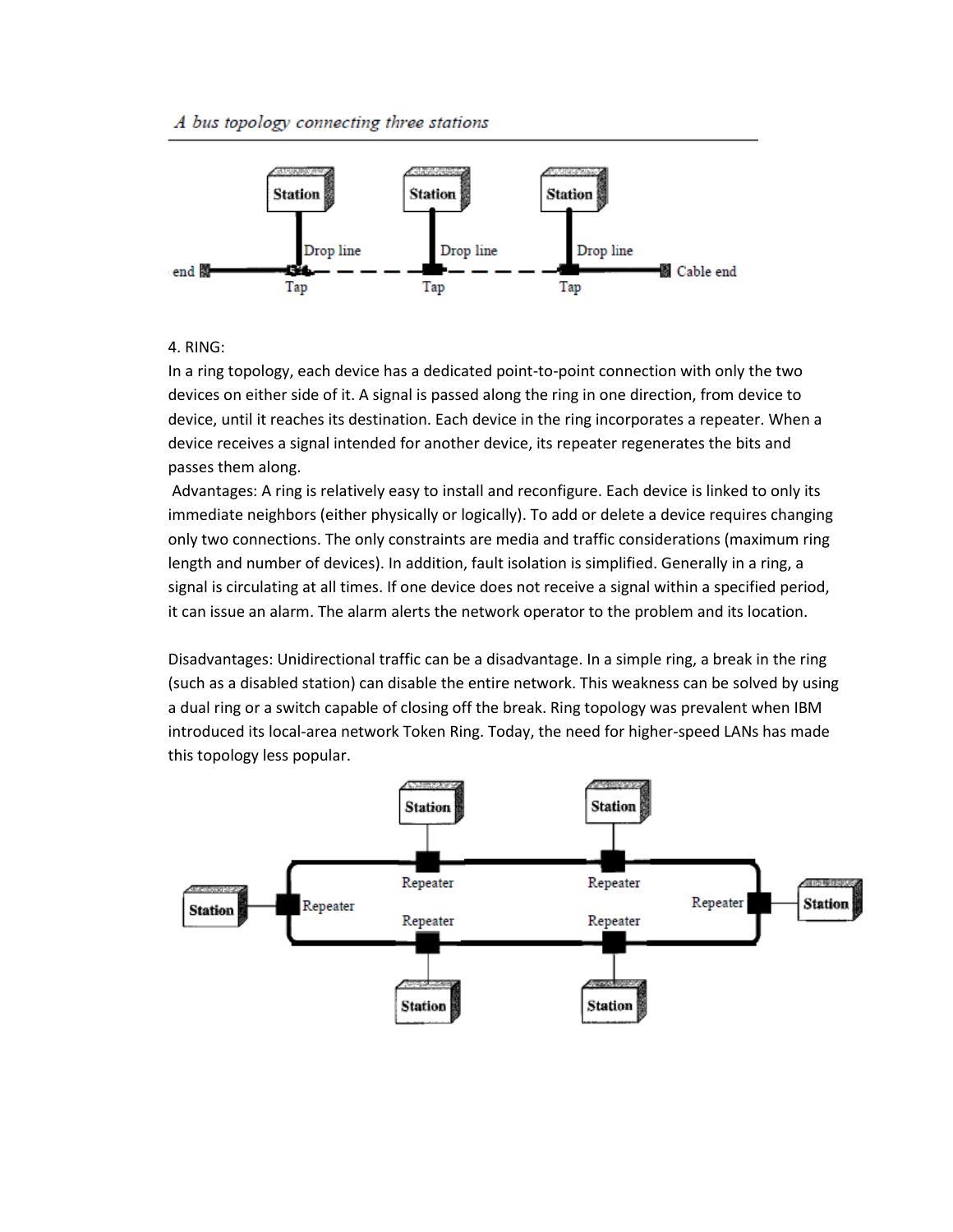*A bus topology connecting three stations*

4. RING:

In a ring topology, each device has a dedicated point-to-point connection with only the two devices on either side of it. A signal is passed along the ring in one direction, from device to device, until it reaches its destination. Each device in the ring incorporates a repeater. When a device receives a signal intended for another device, its repeater regenerates the bits and passes them along.

Advantages: A ring is relatively easy to install and reconfigure. Each device is linked to only its immediate neighbors (either physically or logically). To add or delete a device requires changing only two connections. The only constraints are media and traffic considerations (maximum ring length and number of devices). In addition, fault isolation is simplified. Generally in a ring, a signal is circulating at all times. If one device does not receive a signal within a specified period, it can issue an alarm. The alarm alerts the network operator to the problem and its location.

Disadvantages: Unidirectional traffic can be a disadvantage. In a simple ring, a break in the ring (such as a disabled station) can disable the entire network. This weakness can be solved by using a dual ring or a switch capable of closing off the break. Ring topology was prevalent when IBM introduced its local-area network Token Ring. Today, the need for higher-speed LANs has made this topology less popular.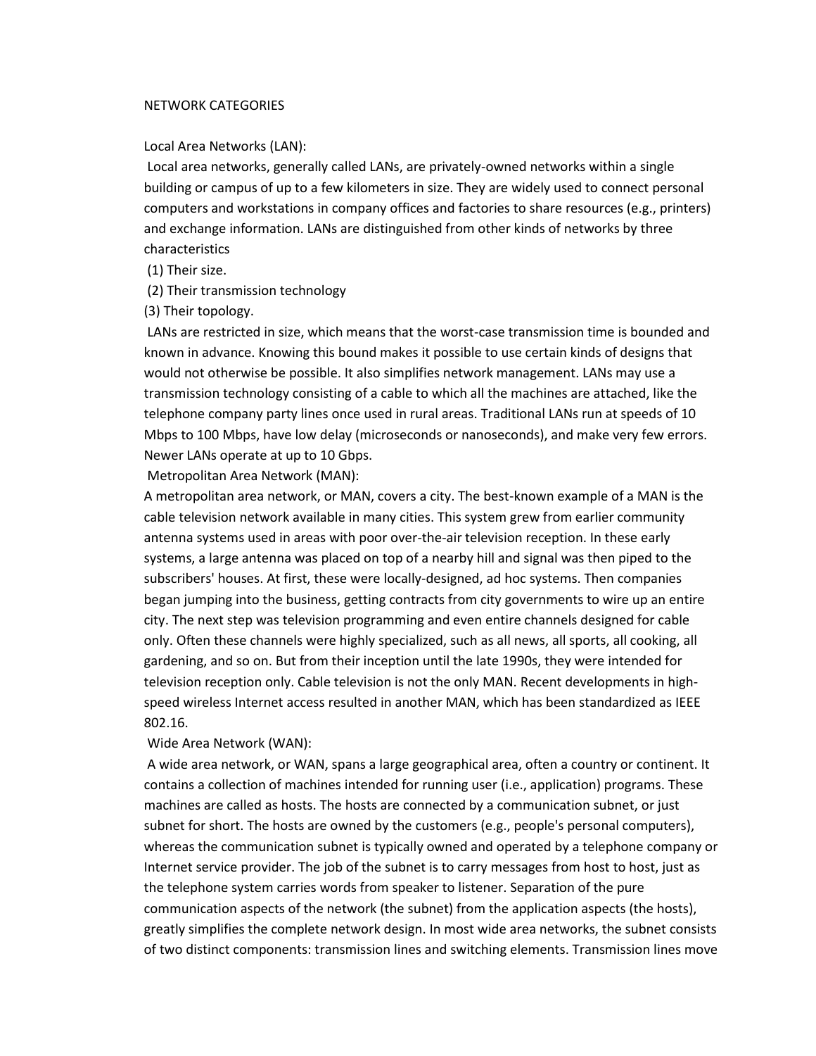# NETWORK CATEGORIES

## Local Area Networks (LAN):

Local area networks, generally called LANs, are privately-owned networks within a single building or campus of up to a few kilometers in size. They are widely used to connect personal computers and workstations in company offices and factories to share resources (e.g., printers) and exchange information. LANs are distinguished from other kinds of networks by three characteristics

(1) Their size.

(2) Their transmission technology

(3) Their topology.

LANs are restricted in size, which means that the worst-case transmission time is bounded and known in advance. Knowing this bound makes it possible to use certain kinds of designs that would not otherwise be possible. It also simplifies network management. LANs may use a transmission technology consisting of a cable to which all the machines are attached, like the telephone company party lines once used in rural areas. Traditional LANs run at speeds of 10 Mbps to 100 Mbps, have low delay (microseconds or nanoseconds), and make very few errors. Newer LANs operate at up to 10 Gbps.

## Metropolitan Area Network (MAN):

A metropolitan area network, or MAN, covers a city. The best-known example of a MAN is the cable television network available in many cities. This system grew from earlier community antenna systems used in areas with poor over-the-air television reception. In these early systems, a large antenna was placed on top of a nearby hill and signal was then piped to the subscribers' houses. At first, these were locally-designed, ad hoc systems. Then companies began jumping into the business, getting contracts from city governments to wire up an entire city. The next step was television programming and even entire channels designed for cable only. Often these channels were highly specialized, such as all news, all sports, all cooking, all gardening, and so on. But from their inception until the late 1990s, they were intended for television reception only. Cable television is not the only MAN. Recent developments in high-speed wireless Internet access resulted in another MAN, which has been standardized as IEEE 802.16.

## Wide Area Network (WAN):

A wide area network, or WAN, spans a large geographical area, often a country or continent. It contains a collection of machines intended for running user (i.e., application) programs. These machines are called as hosts. The hosts are connected by a communication subnet, or just subnet for short. The hosts are owned by the customers (e.g., people's personal computers), whereas the communication subnet is typically owned and operated by a telephone company or Internet service provider. The job of the subnet is to carry messages from host to host, just as the telephone system carries words from speaker to listener. Separation of the pure communication aspects of the network (the subnet) from the application aspects (the hosts), greatly simplifies the complete network design. In most wide area networks, the subnet consists of two distinct components: transmission lines and switching elements. Transmission lines move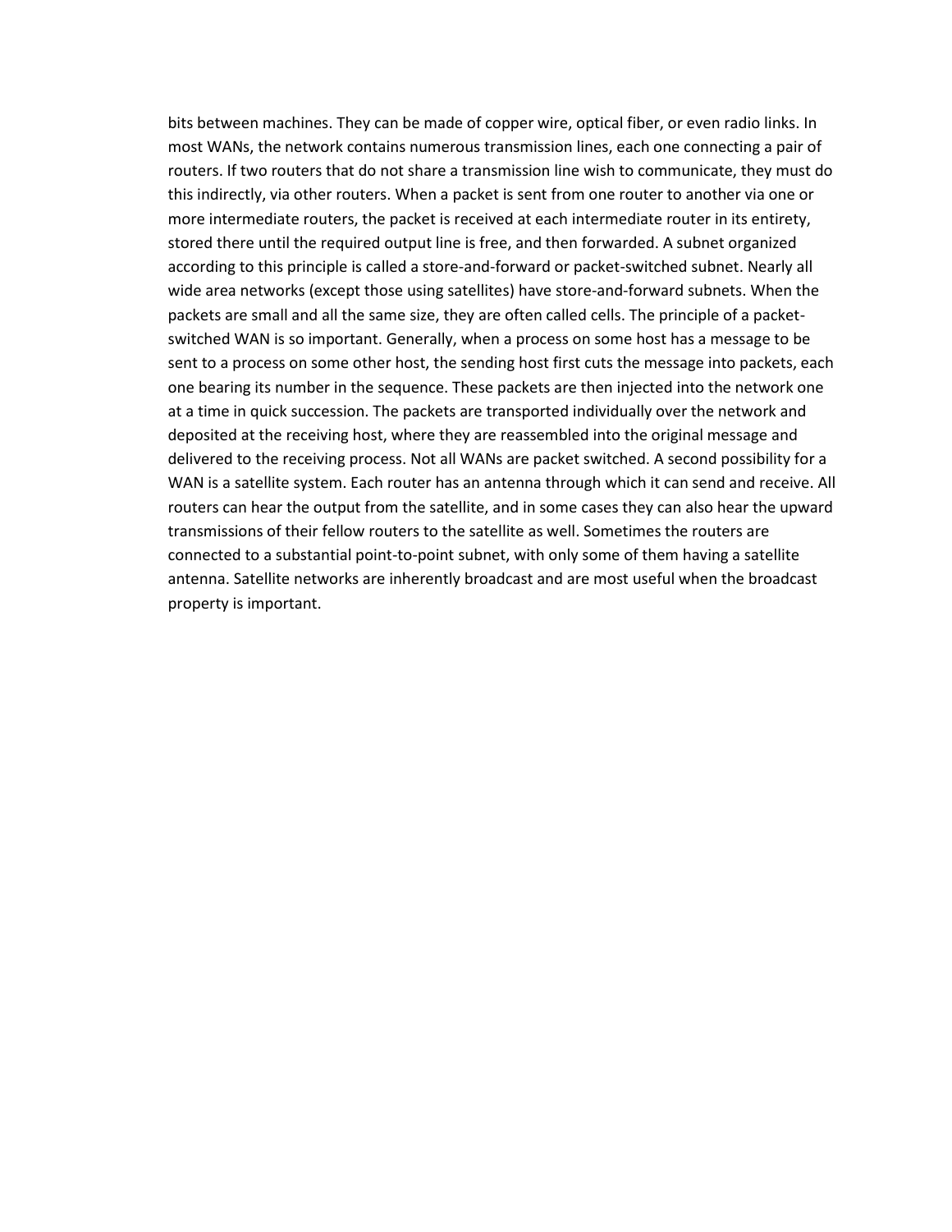bits between machines. They can be made of copper wire, optical fiber, or even radio links. In most WANs, the network contains numerous transmission lines, each one connecting a pair of routers. If two routers that do not share a transmission line wish to communicate, they must do this indirectly, via other routers. When a packet is sent from one router to another via one or more intermediate routers, the packet is received at each intermediate router in its entirety, stored there until the required output line is free, and then forwarded. A subnet organized according to this principle is called a store-and-forward or packet-switched subnet. Nearly all wide area networks (except those using satellites) have store-and-forward subnets. When the packets are small and all the same size, they are often called cells. The principle of a packet-switched WAN is so important. Generally, when a process on some host has a message to be sent to a process on some other host, the sending host first cuts the message into packets, each one bearing its number in the sequence. These packets are then injected into the network one at a time in quick succession. The packets are transported individually over the network and deposited at the receiving host, where they are reassembled into the original message and delivered to the receiving process. Not all WANs are packet switched. A second possibility for a WAN is a satellite system. Each router has an antenna through which it can send and receive. All routers can hear the output from the satellite, and in some cases they can also hear the upward transmissions of their fellow routers to the satellite as well. Sometimes the routers are connected to a substantial point-to-point subnet, with only some of them having a satellite antenna. Satellite networks are inherently broadcast and are most useful when the broadcast property is important.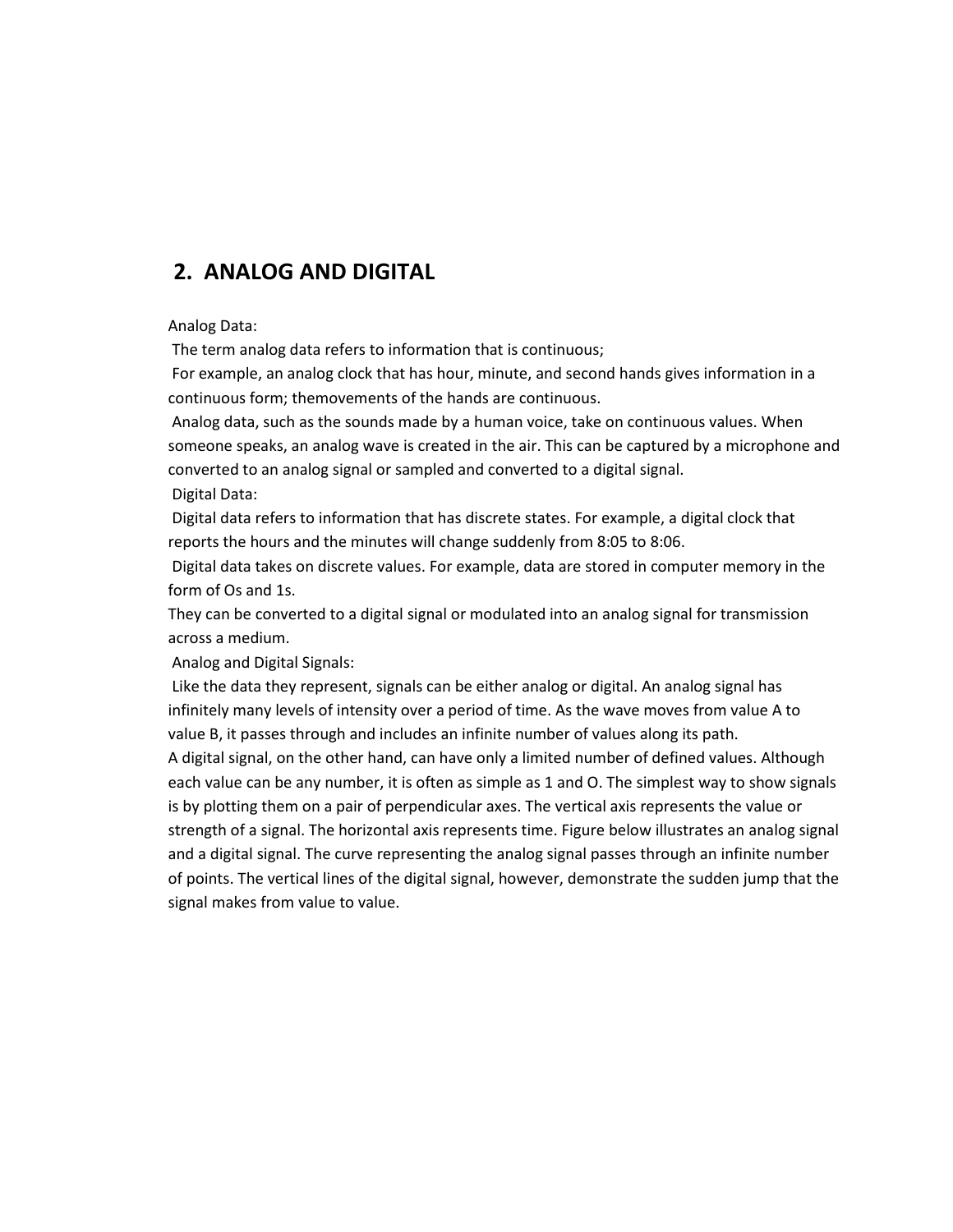## 2. ANALOG AND DIGITAL

Analog Data:

The term analog data refers to information that is continuous;

For example, an analog clock that has hour, minute, and second hands gives information in a continuous form; themovements of the hands are continuous.

Analog data, such as the sounds made by a human voice, take on continuous values. When someone speaks, an analog wave is created in the air. This can be captured by a microphone and converted to an analog signal or sampled and converted to a digital signal.

Digital Data:

Digital data refers to information that has discrete states. For example, a digital clock that reports the hours and the minutes will change suddenly from 8:05 to 8:06.

Digital data takes on discrete values. For example, data are stored in computer memory in the form of Os and 1s.

They can be converted to a digital signal or modulated into an analog signal for transmission across a medium.

Analog and Digital Signals:

Like the data they represent, signals can be either analog or digital. An analog signal has infinitely many levels of intensity over a period of time. As the wave moves from value A to value B, it passes through and includes an infinite number of values along its path.

A digital signal, on the other hand, can have only a limited number of defined values. Although each value can be any number, it is often as simple as 1 and O. The simplest way to show signals is by plotting them on a pair of perpendicular axes. The vertical axis represents the value or strength of a signal. The horizontal axis represents time. Figure below illustrates an analog signal and a digital signal. The curve representing the analog signal passes through an infinite number of points. The vertical lines of the digital signal, however, demonstrate the sudden jump that the signal makes from value to value.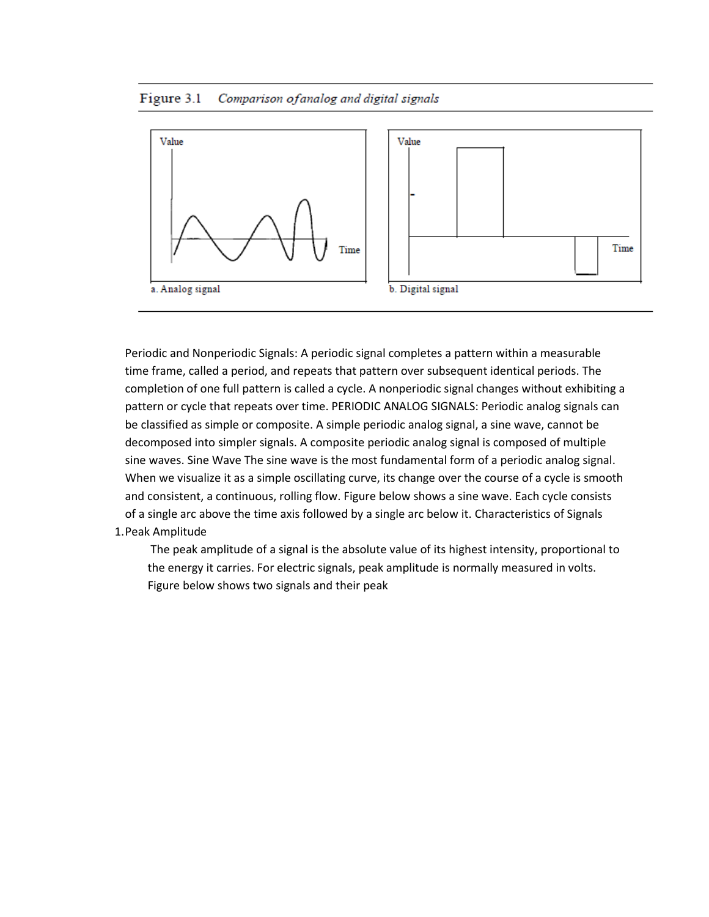Figure 3.1 *Comparison ofanalog and digital signals*

a. Analog signal

b. Digital signal

Periodic and Nonperiodic Signals: A periodic signal completes a pattern within a measurable time frame, called a period, and repeats that pattern over subsequent identical periods. The completion of one full pattern is called a cycle. A nonperiodic signal changes without exhibiting a pattern or cycle that repeats over time. PERIODIC ANALOG SIGNALS: Periodic analog signals can be classified as simple or composite. A simple periodic analog signal, a sine wave, cannot be decomposed into simpler signals. A composite periodic analog signal is composed of multiple sine waves. Sine Wave The sine wave is the most fundamental form of a periodic analog signal. When we visualize it as a simple oscillating curve, its change over the course of a cycle is smooth and consistent, a continuous, rolling flow. Figure below shows a sine wave. Each cycle consists of a single arc above the time axis followed by a single arc below it. Characteristics of Signals

1. Peak Amplitude

   The peak amplitude of a signal is the absolute value of its highest intensity, proportional to the energy it carries. For electric signals, peak amplitude is normally measured in volts. Figure below shows two signals and their peak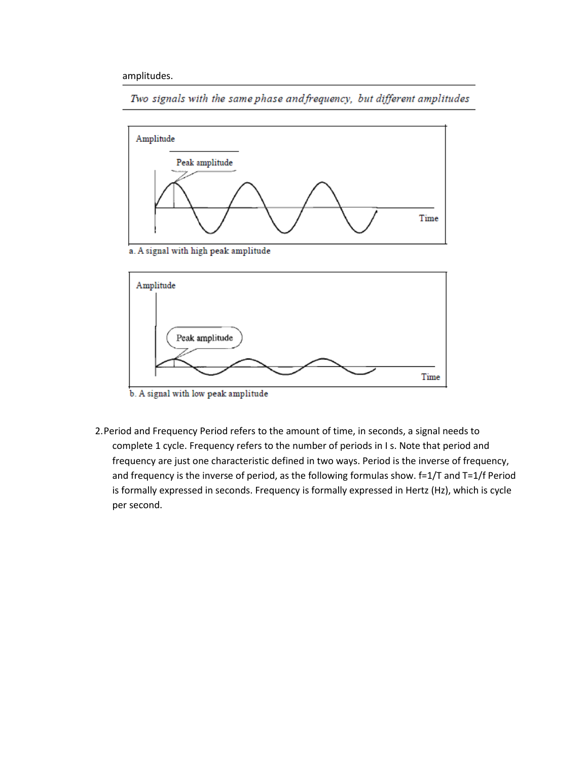amplitudes.

*Two signals with the same phase andfrequency, but different amplitudes*

a. A signal with high peak amplitude

b. A signal with low peak amplitude

2. Period and Frequency Period refers to the amount of time, in seconds, a signal needs to complete 1 cycle. Frequency refers to the number of periods in I s. Note that period and frequency are just one characteristic defined in two ways. Period is the inverse of frequency, and frequency is the inverse of period, as the following formulas show. $f=1/T$ and $T=1/f$ Period is formally expressed in seconds. Frequency is formally expressed in Hertz (Hz), which is cycle per second.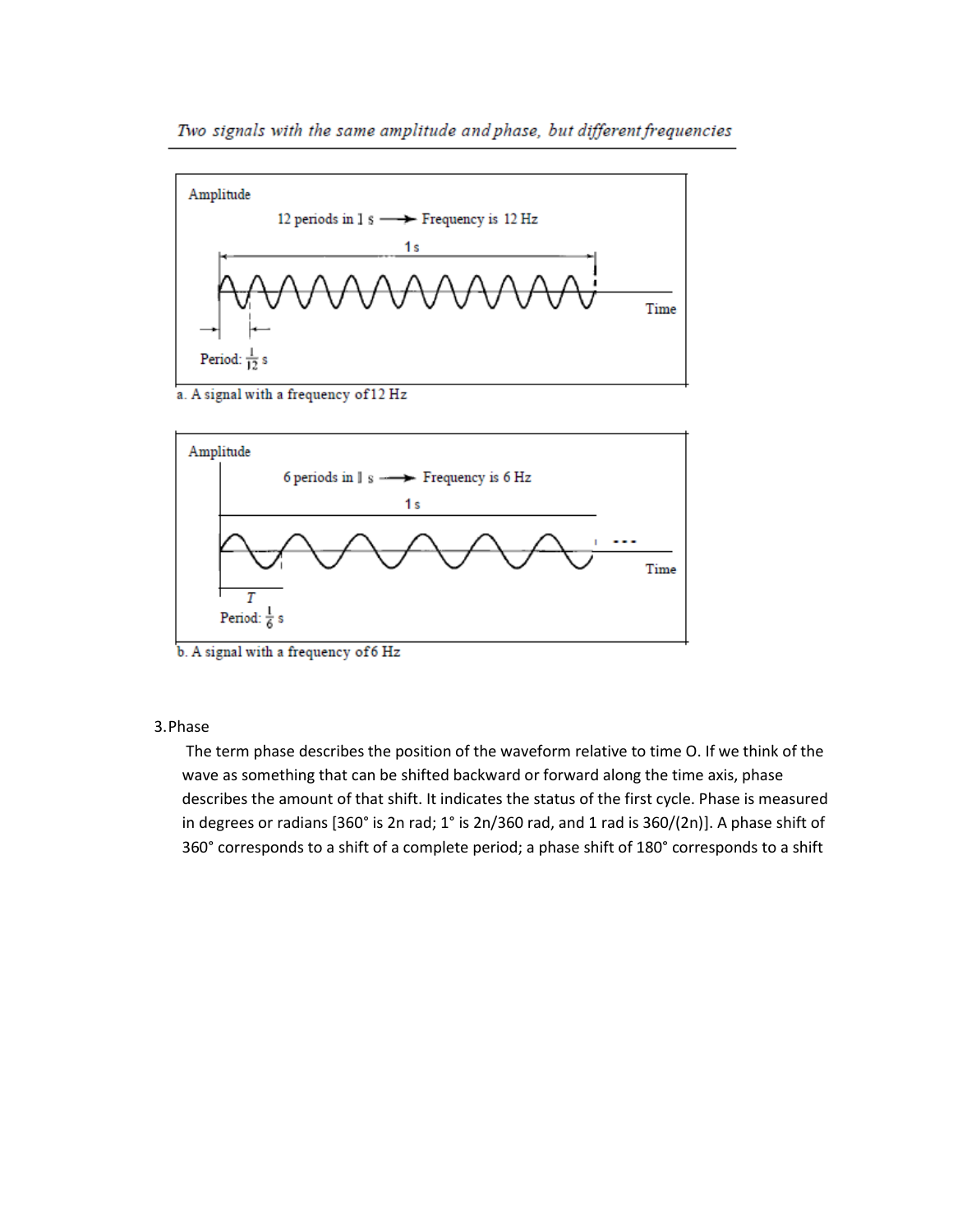*Two signals with the same amplitude and phase, but different frequencies*

Amplitude

12 periods in 1 s ⟶ Frequency is 12 Hz

1 s

Time

Period: $\frac{1}{12}$ s

a. A signal with a frequency of 12 Hz

Amplitude

6 periods in 1 s ⟶ Frequency is 6 Hz

1 s

Time

T

Period: $\frac{1}{6}$ s

b. A signal with a frequency of 6 Hz

3. Phase

The term phase describes the position of the waveform relative to time O. If we think of the wave as something that can be shifted backward or forward along the time axis, phase describes the amount of that shift. It indicates the status of the first cycle. Phase is measured in degrees or radians [360° is 2n rad; 1° is 2n/360 rad, and 1 rad is 360/(2n)]. A phase shift of 360° corresponds to a shift of a complete period; a phase shift of 180° corresponds to a shift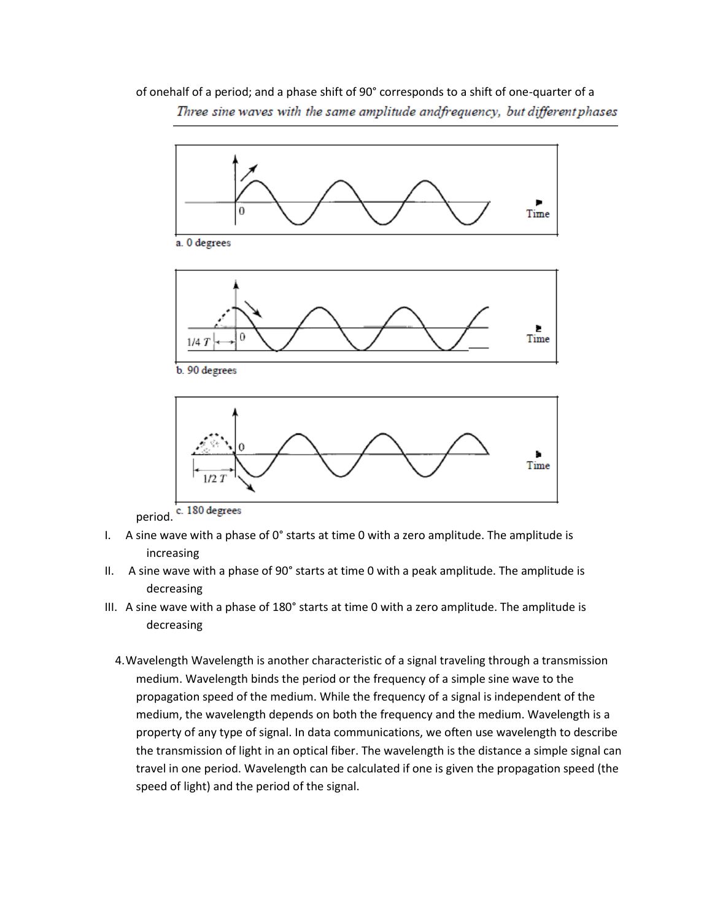of onehalf of a period; and a phase shift of 90° corresponds to a shift of one-quarter of a

*Three sine waves with the same amplitude andfrequency, but different phases*

a. 0 degrees

b. 90 degrees

c. 180 degrees

period.

I. A sine wave with a phase of 0° starts at time 0 with a zero amplitude. The amplitude is increasing

II. A sine wave with a phase of 90° starts at time 0 with a peak amplitude. The amplitude is decreasing

III. A sine wave with a phase of 180° starts at time 0 with a zero amplitude. The amplitude is decreasing

4. Wavelength Wavelength is another characteristic of a signal traveling through a transmission medium. Wavelength binds the period or the frequency of a simple sine wave to the propagation speed of the medium. While the frequency of a signal is independent of the medium, the wavelength depends on both the frequency and the medium. Wavelength is a property of any type of signal. In data communications, we often use wavelength to describe the transmission of light in an optical fiber. The wavelength is the distance a simple signal can travel in one period. Wavelength can be calculated if one is given the propagation speed (the speed of light) and the period of the signal.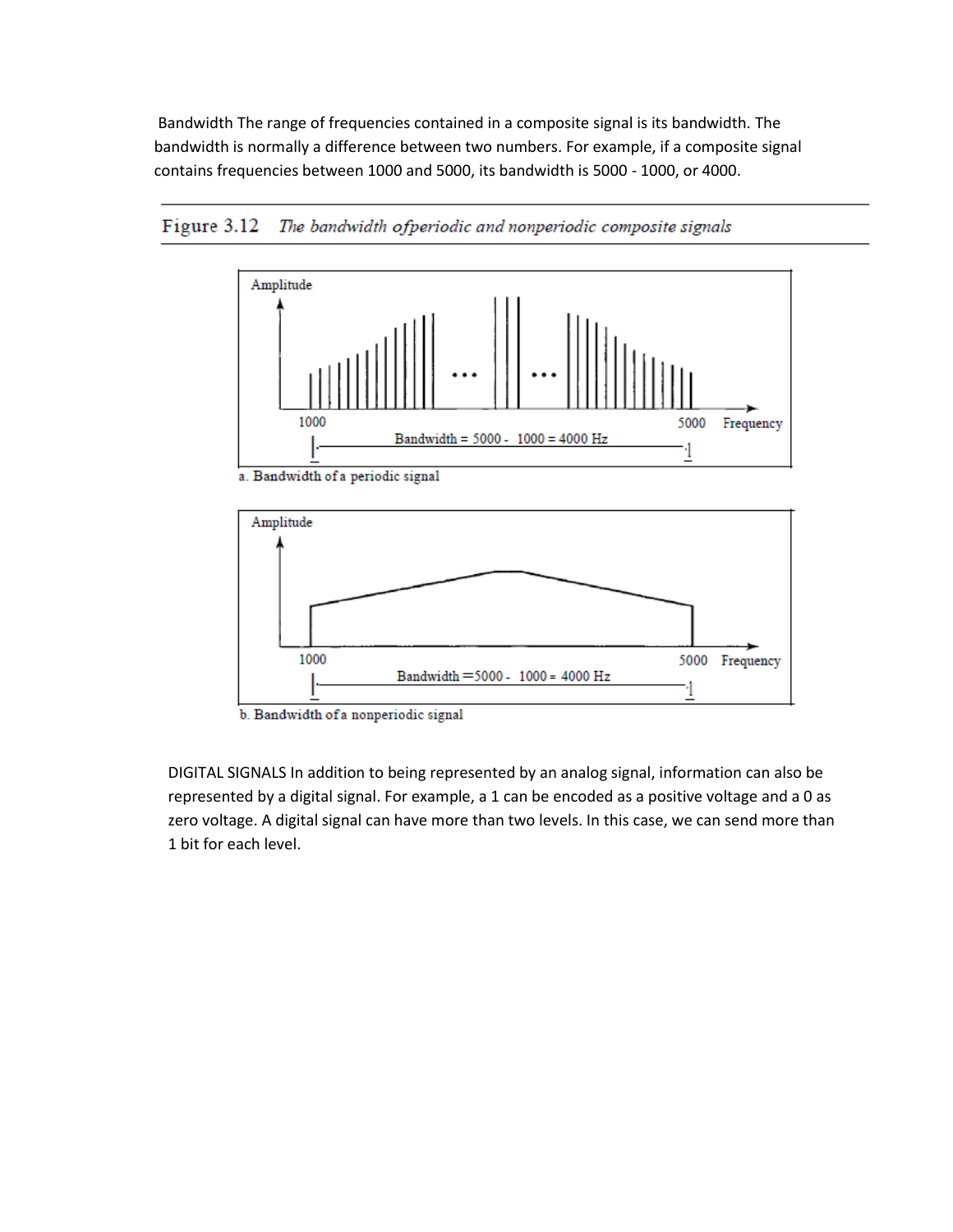Bandwidth The range of frequencies contained in a composite signal is its bandwidth. The bandwidth is normally a difference between two numbers. For example, if a composite signal contains frequencies between 1000 and 5000, its bandwidth is 5000 - 1000, or 4000.

Figure 3.12 *The bandwidth of periodic and nonperiodic composite signals*

Amplitude

1000 5000 Frequency

Bandwidth = 5000 - 1000 = 4000 Hz

a. Bandwidth of a periodic signal

Amplitude

1000 5000 Frequency

Bandwidth = 5000 - 1000 = 4000 Hz

b. Bandwidth of a nonperiodic signal

DIGITAL SIGNALS In addition to being represented by an analog signal, information can also be represented by a digital signal. For example, a 1 can be encoded as a positive voltage and a 0 as zero voltage. A digital signal can have more than two levels. In this case, we can send more than 1 bit for each level.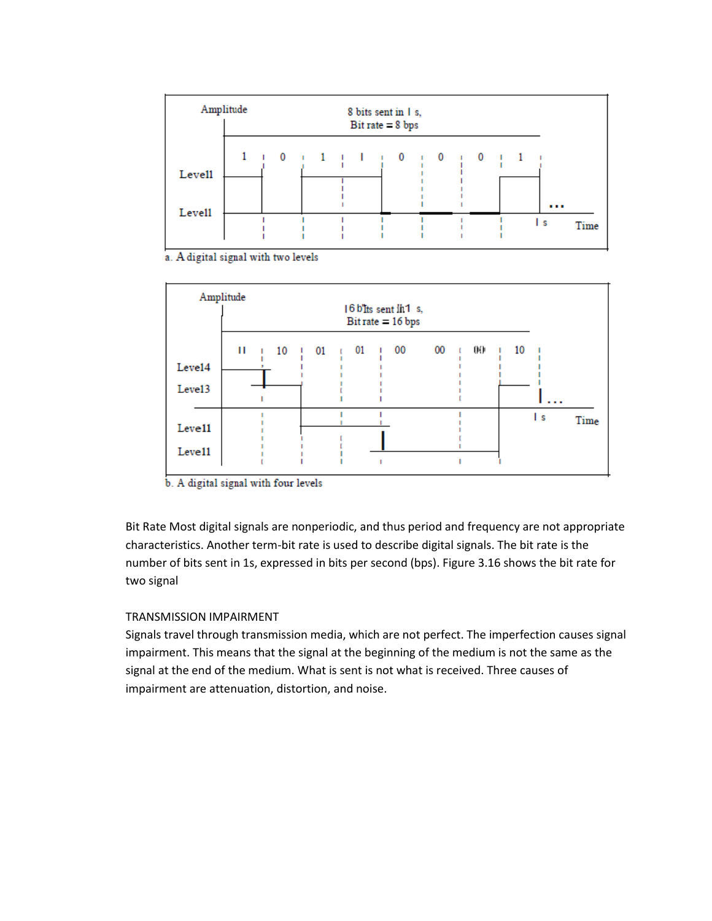a. A digital signal with two levels

b. A digital signal with four levels

Bit Rate Most digital signals are nonperiodic, and thus period and frequency are not appropriate characteristics. Another term-bit rate is used to describe digital signals. The bit rate is the number of bits sent in 1s, expressed in bits per second (bps). Figure 3.16 shows the bit rate for two signal

TRANSMISSION IMPAIRMENT

Signals travel through transmission media, which are not perfect. The imperfection causes signal impairment. This means that the signal at the beginning of the medium is not the same as the signal at the end of the medium. What is sent is not what is received. Three causes of impairment are attenuation, distortion, and noise.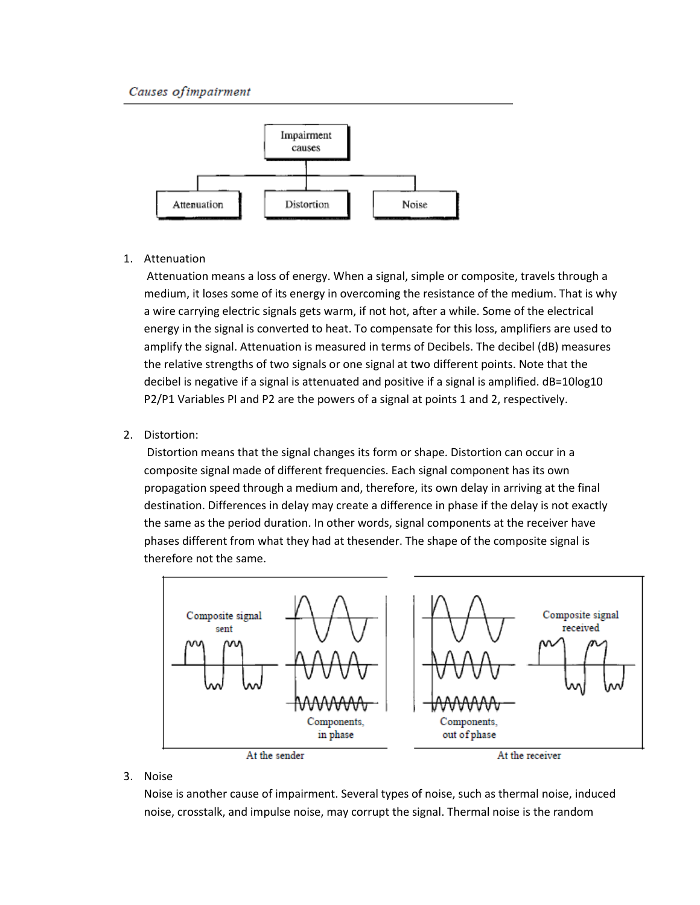*Causes of impairment*

1. Attenuation
   Attenuation means a loss of energy. When a signal, simple or composite, travels through a medium, it loses some of its energy in overcoming the resistance of the medium. That is why a wire carrying electric signals gets warm, if not hot, after a while. Some of the electrical energy in the signal is converted to heat. To compensate for this loss, amplifiers are used to amplify the signal. Attenuation is measured in terms of Decibels. The decibel (dB) measures the relative strengths of two signals or one signal at two different points. Note that the decibel is negative if a signal is attenuated and positive if a signal is amplified. $dB=10\log_{10} P_2/P_1$ Variables PI and P2 are the powers of a signal at points 1 and 2, respectively.

2. Distortion:
   Distortion means that the signal changes its form or shape. Distortion can occur in a composite signal made of different frequencies. Each signal component has its own propagation speed through a medium and, therefore, its own delay in arriving at the final destination. Differences in delay may create a difference in phase if the delay is not exactly the same as the period duration. In other words, signal components at the receiver have phases different from what they had at thesender. The shape of the composite signal is therefore not the same.

3. Noise
   Noise is another cause of impairment. Several types of noise, such as thermal noise, induced noise, crosstalk, and impulse noise, may corrupt the signal. Thermal noise is the random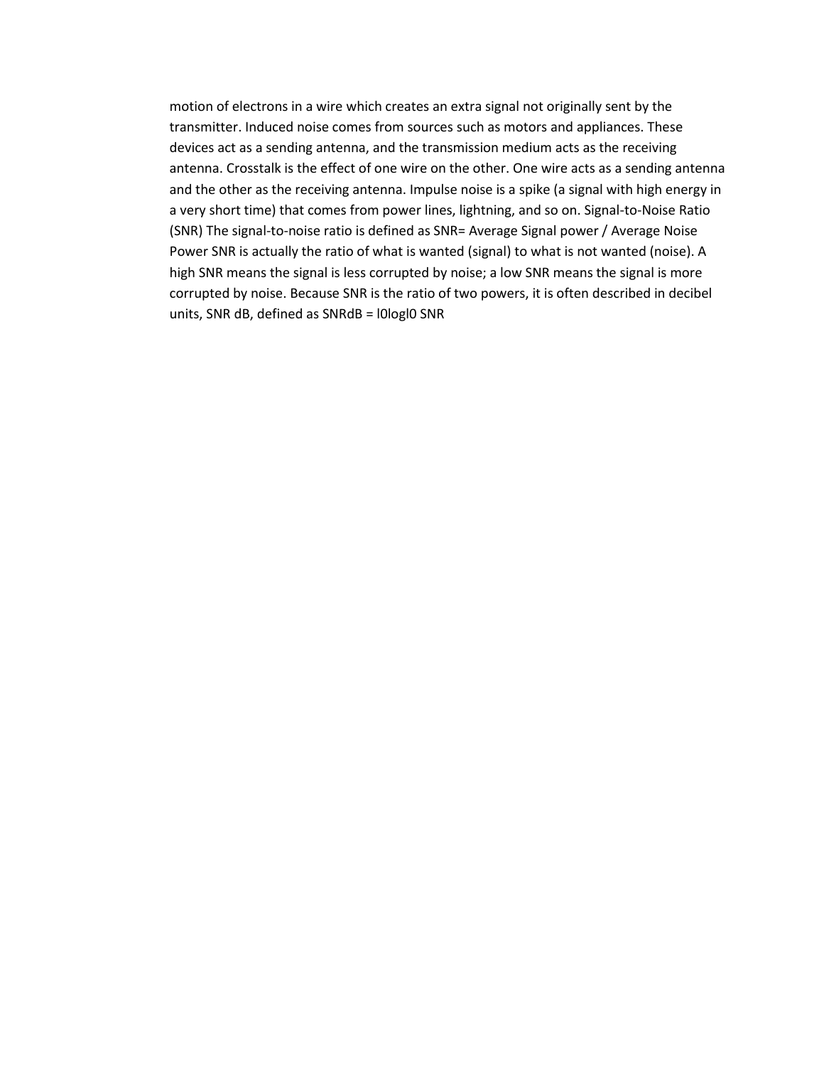motion of electrons in a wire which creates an extra signal not originally sent by the transmitter. Induced noise comes from sources such as motors and appliances. These devices act as a sending antenna, and the transmission medium acts as the receiving antenna. Crosstalk is the effect of one wire on the other. One wire acts as a sending antenna and the other as the receiving antenna. Impulse noise is a spike (a signal with high energy in a very short time) that comes from power lines, lightning, and so on. Signal-to-Noise Ratio (SNR) The signal-to-noise ratio is defined as SNR= Average Signal power / Average Noise Power SNR is actually the ratio of what is wanted (signal) to what is not wanted (noise). A high SNR means the signal is less corrupted by noise; a low SNR means the signal is more corrupted by noise. Because SNR is the ratio of two powers, it is often described in decibel units, SNR dB, defined as SNRdB = l0logl0 SNR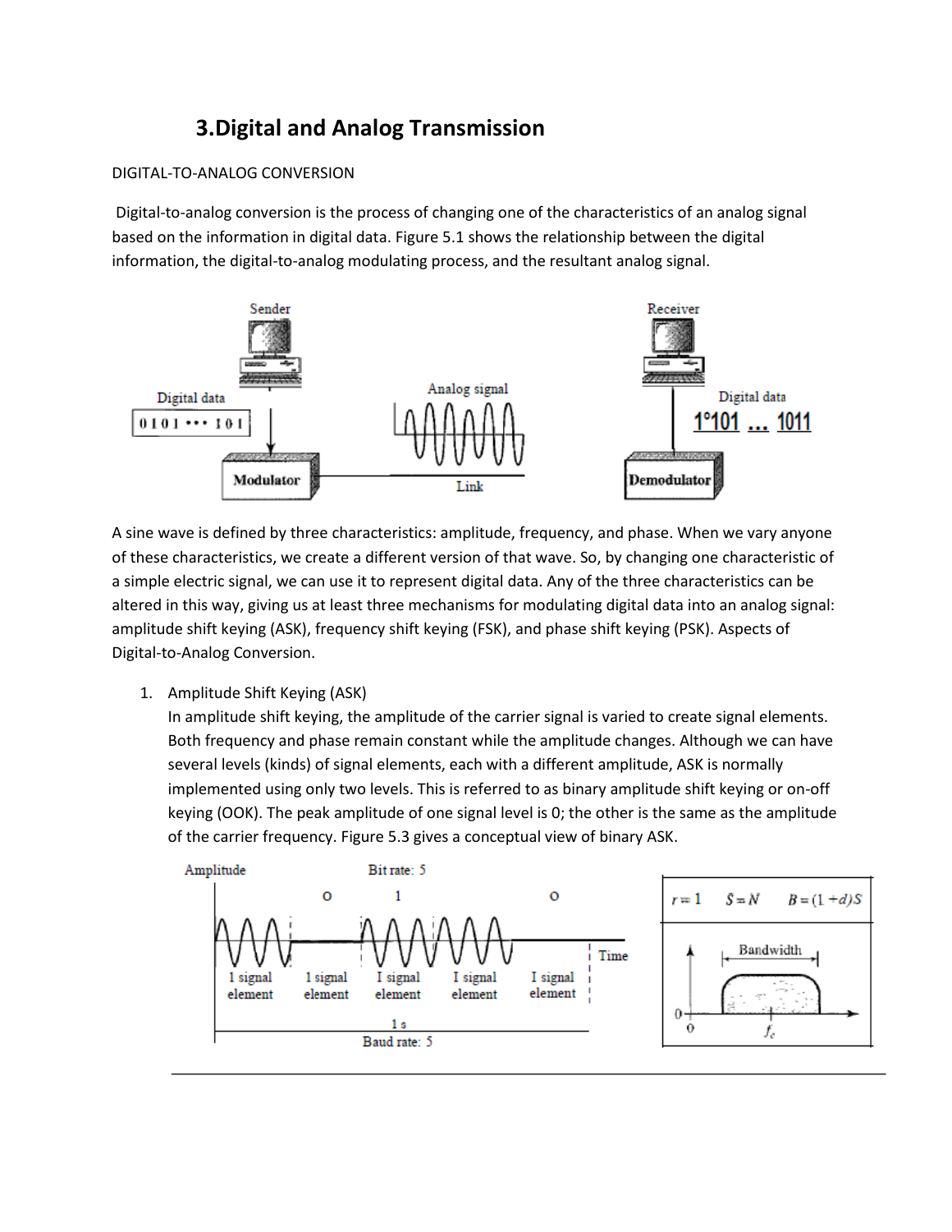# 3.Digital and Analog Transmission

DIGITAL-TO-ANALOG CONVERSION

Digital-to-analog conversion is the process of changing one of the characteristics of an analog signal based on the information in digital data. Figure 5.1 shows the relationship between the digital information, the digital-to-analog modulating process, and the resultant analog signal.

A sine wave is defined by three characteristics: amplitude, frequency, and phase. When we vary anyone of these characteristics, we create a different version of that wave. So, by changing one characteristic of a simple electric signal, we can use it to represent digital data. Any of the three characteristics can be altered in this way, giving us at least three mechanisms for modulating digital data into an analog signal: amplitude shift keying (ASK), frequency shift keying (FSK), and phase shift keying (PSK). Aspects of Digital-to-Analog Conversion.

1. Amplitude Shift Keying (ASK)
   In amplitude shift keying, the amplitude of the carrier signal is varied to create signal elements. Both frequency and phase remain constant while the amplitude changes. Although we can have several levels (kinds) of signal elements, each with a different amplitude, ASK is normally implemented using only two levels. This is referred to as binary amplitude shift keying or on-off keying (OOK). The peak amplitude of one signal level is 0; the other is the same as the amplitude of the carrier frequency. Figure 5.3 gives a conceptual view of binary ASK.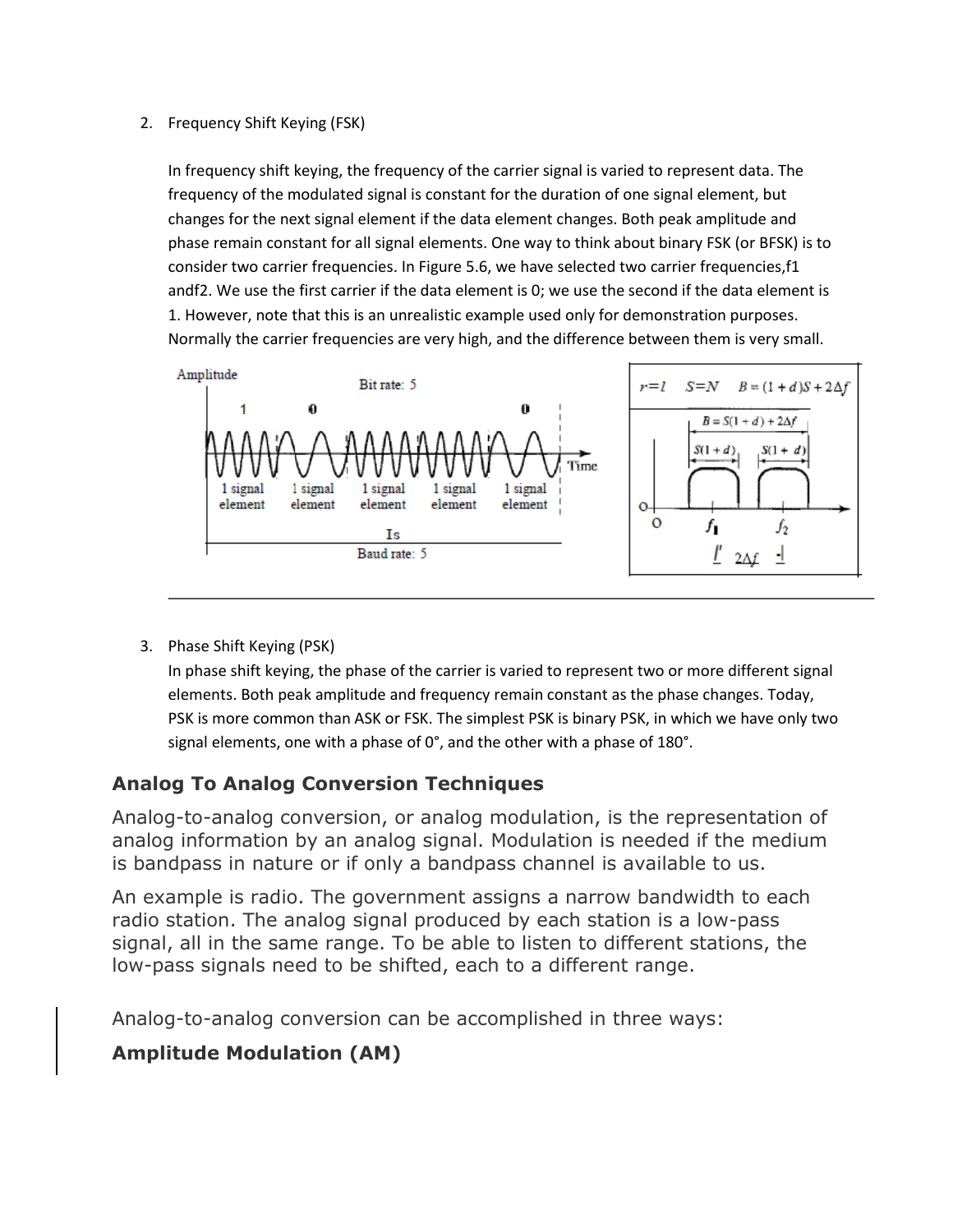2. Frequency Shift Keying (FSK)

   In frequency shift keying, the frequency of the carrier signal is varied to represent data. The frequency of the modulated signal is constant for the duration of one signal element, but changes for the next signal element if the data element changes. Both peak amplitude and phase remain constant for all signal elements. One way to think about binary FSK (or BFSK) is to consider two carrier frequencies. In Figure 5.6, we have selected two carrier frequencies,f1 andf2. We use the first carrier if the data element is 0; we use the second if the data element is 1. However, note that this is an unrealistic example used only for demonstration purposes. Normally the carrier frequencies are very high, and the difference between them is very small.

3. Phase Shift Keying (PSK)

   In phase shift keying, the phase of the carrier is varied to represent two or more different signal elements. Both peak amplitude and frequency remain constant as the phase changes. Today, PSK is more common than ASK or FSK. The simplest PSK is binary PSK, in which we have only two signal elements, one with a phase of 0°, and the other with a phase of 180°.

## Analog To Analog Conversion Techniques

Analog-to-analog conversion, or analog modulation, is the representation of analog information by an analog signal. Modulation is needed if the medium is bandpass in nature or if only a bandpass channel is available to us.

An example is radio. The government assigns a narrow bandwidth to each radio station. The analog signal produced by each station is a low-pass signal, all in the same range. To be able to listen to different stations, the low-pass signals need to be shifted, each to a different range.

Analog-to-analog conversion can be accomplished in three ways:

### Amplitude Modulation (AM)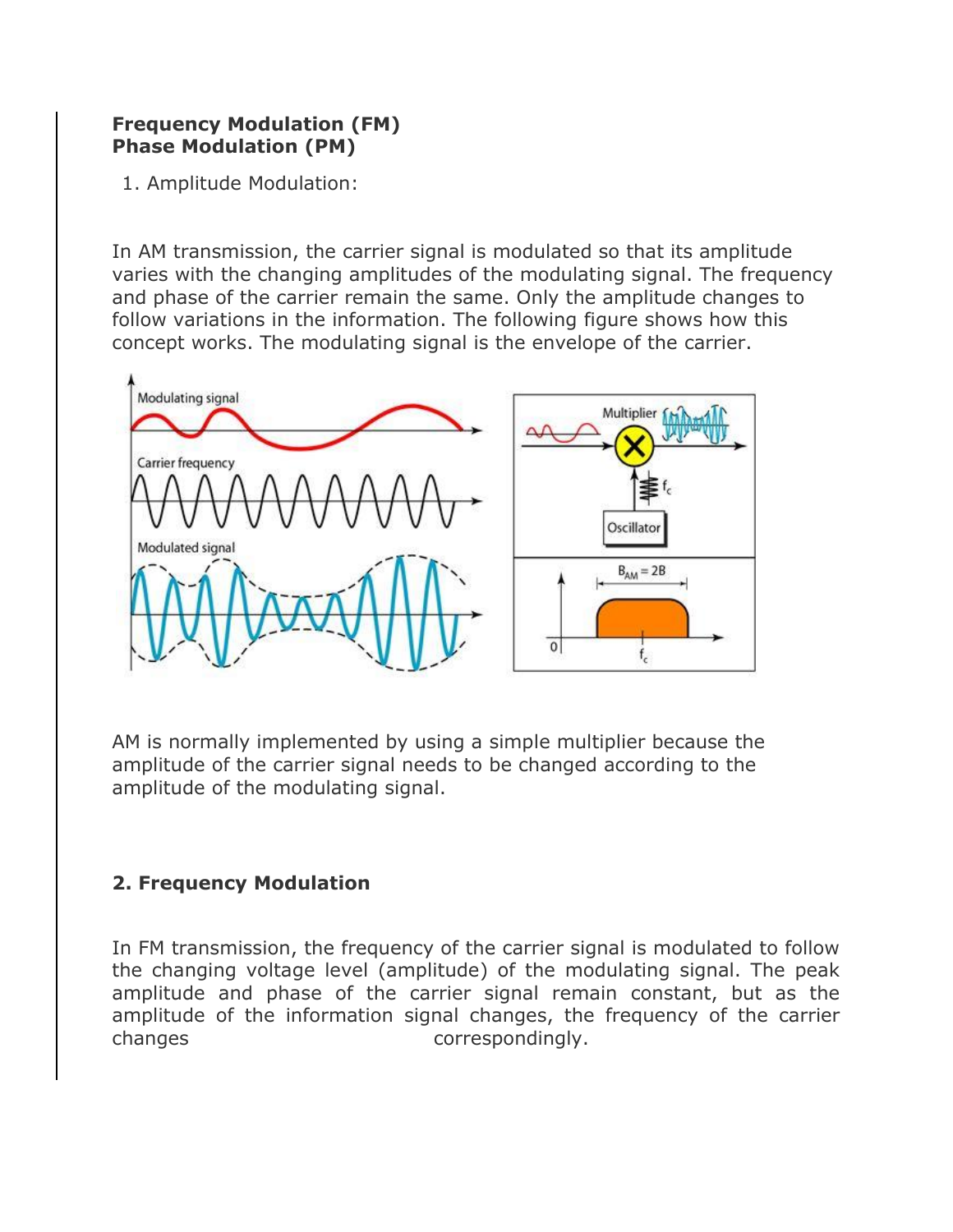**Frequency Modulation (FM)**
**Phase Modulation (PM)**

1. Amplitude Modulation:

In AM transmission, the carrier signal is modulated so that its amplitude varies with the changing amplitudes of the modulating signal. The frequency and phase of the carrier remain the same. Only the amplitude changes to follow variations in the information. The following figure shows how this concept works. The modulating signal is the envelope of the carrier.

AM is normally implemented by using a simple multiplier because the amplitude of the carrier signal needs to be changed according to the amplitude of the modulating signal.

**2. Frequency Modulation**

In FM transmission, the frequency of the carrier signal is modulated to follow the changing voltage level (amplitude) of the modulating signal. The peak amplitude and phase of the carrier signal remain constant, but as the amplitude of the information signal changes, the frequency of the carrier changes correspondingly.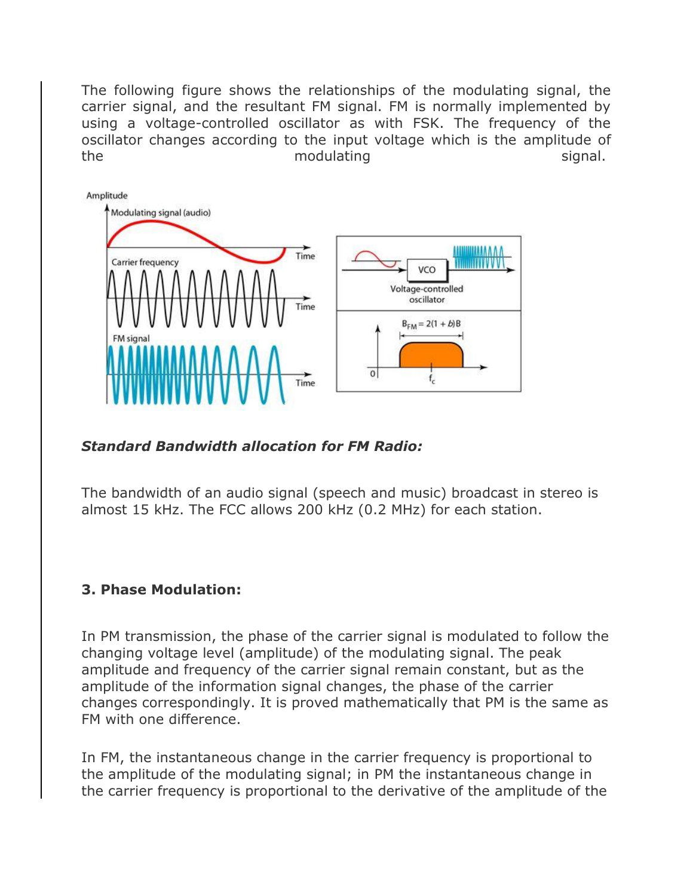The following figure shows the relationships of the modulating signal, the carrier signal, and the resultant FM signal. FM is normally implemented by using a voltage-controlled oscillator as with FSK. The frequency of the oscillator changes according to the input voltage which is the amplitude of the modulating signal.

***Standard Bandwidth allocation for FM Radio:***

The bandwidth of an audio signal (speech and music) broadcast in stereo is almost 15 kHz. The FCC allows 200 kHz (0.2 MHz) for each station.

**3. Phase Modulation:**

In PM transmission, the phase of the carrier signal is modulated to follow the changing voltage level (amplitude) of the modulating signal. The peak amplitude and frequency of the carrier signal remain constant, but as the amplitude of the information signal changes, the phase of the carrier changes correspondingly. It is proved mathematically that PM is the same as FM with one difference.

In FM, the instantaneous change in the carrier frequency is proportional to the amplitude of the modulating signal; in PM the instantaneous change in the carrier frequency is proportional to the derivative of the amplitude of the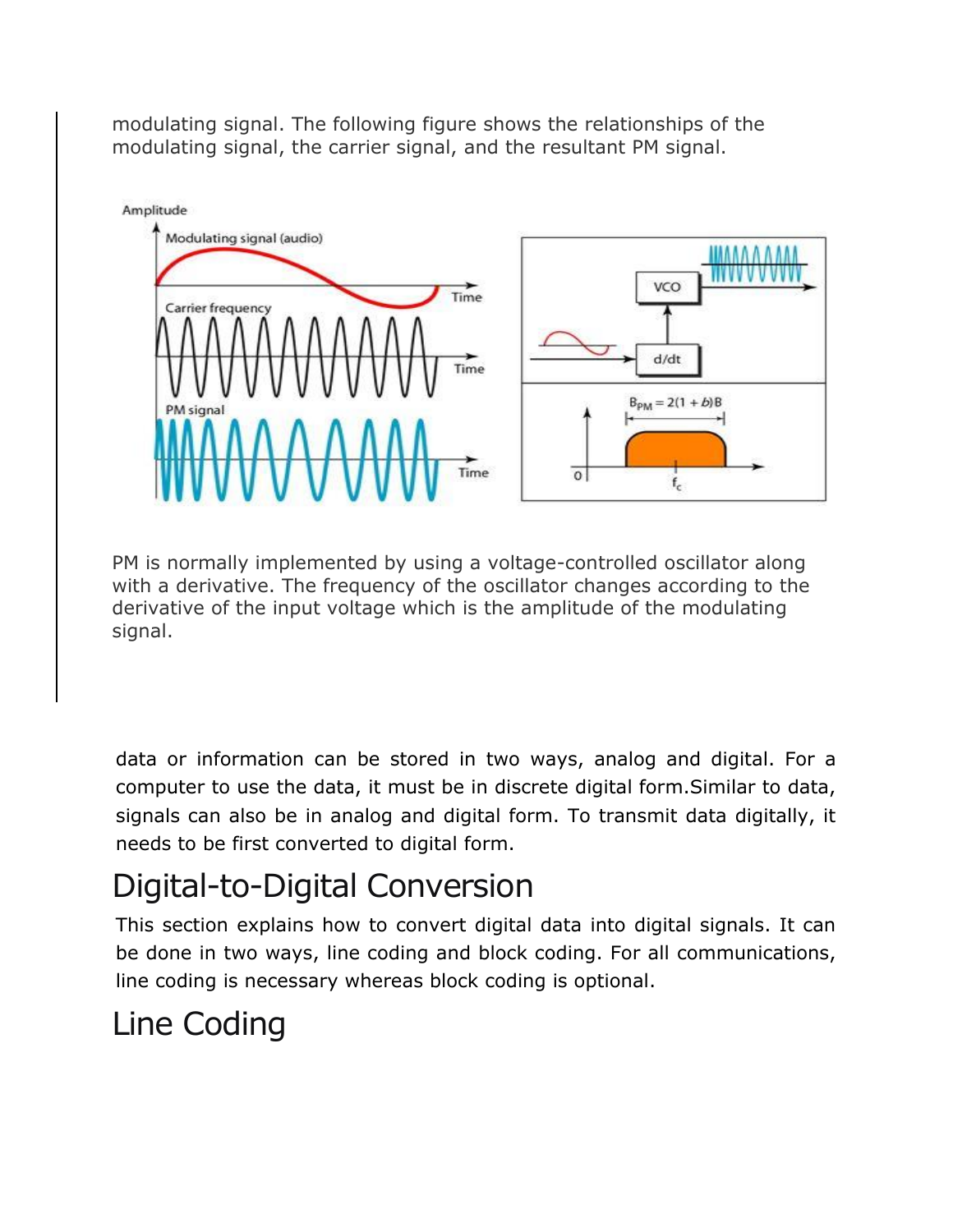modulating signal. The following figure shows the relationships of the modulating signal, the carrier signal, and the resultant PM signal.

PM is normally implemented by using a voltage-controlled oscillator along with a derivative. The frequency of the oscillator changes according to the derivative of the input voltage which is the amplitude of the modulating signal.

data or information can be stored in two ways, analog and digital. For a computer to use the data, it must be in discrete digital form.Similar to data, signals can also be in analog and digital form. To transmit data digitally, it needs to be first converted to digital form.

## Digital-to-Digital Conversion

This section explains how to convert digital data into digital signals. It can be done in two ways, line coding and block coding. For all communications, line coding is necessary whereas block coding is optional.

## Line Coding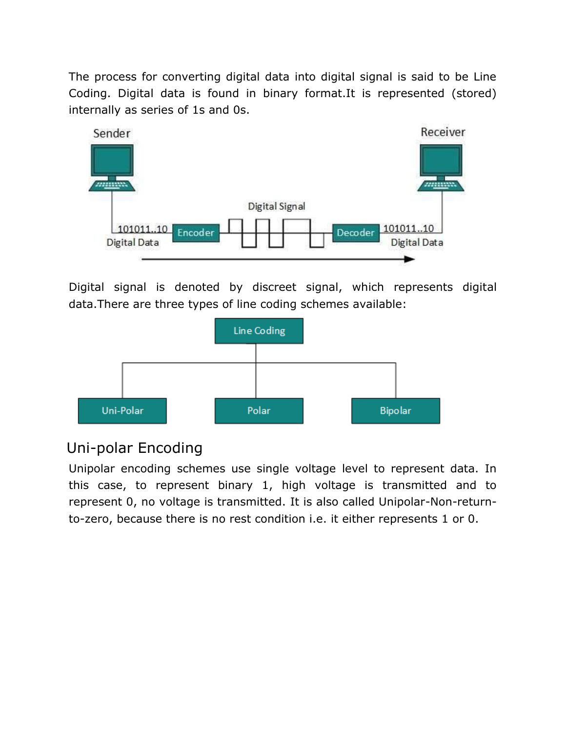The process for converting digital data into digital signal is said to be Line Coding. Digital data is found in binary format.It is represented (stored) internally as series of 1s and 0s.

Digital signal is denoted by discreet signal, which represents digital data.There are three types of line coding schemes available:

## Uni-polar Encoding

Unipolar encoding schemes use single voltage level to represent data. In this case, to represent binary 1, high voltage is transmitted and to represent 0, no voltage is transmitted. It is also called Unipolar-Non-return-to-zero, because there is no rest condition i.e. it either represents 1 or 0.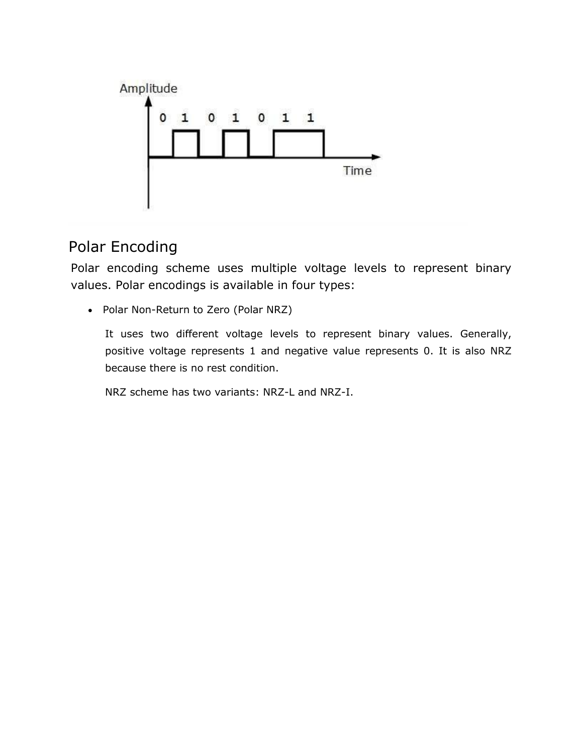## Polar Encoding

Polar encoding scheme uses multiple voltage levels to represent binary values. Polar encodings is available in four types:

- Polar Non-Return to Zero (Polar NRZ)

  It uses two different voltage levels to represent binary values. Generally, positive voltage represents 1 and negative value represents 0. It is also NRZ because there is no rest condition.

  NRZ scheme has two variants: NRZ-L and NRZ-I.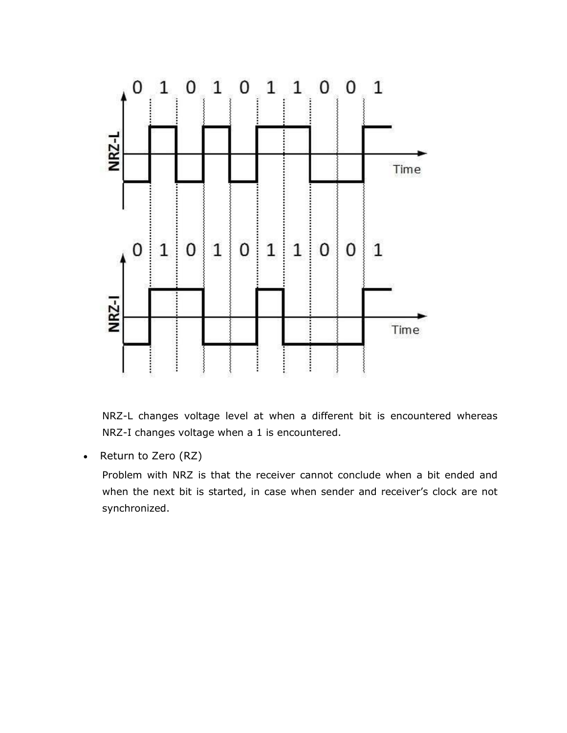NRZ-L changes voltage level at when a different bit is encountered whereas NRZ-I changes voltage when a 1 is encountered.

- Return to Zero (RZ)

  Problem with NRZ is that the receiver cannot conclude when a bit ended and when the next bit is started, in case when sender and receiver's clock are not synchronized.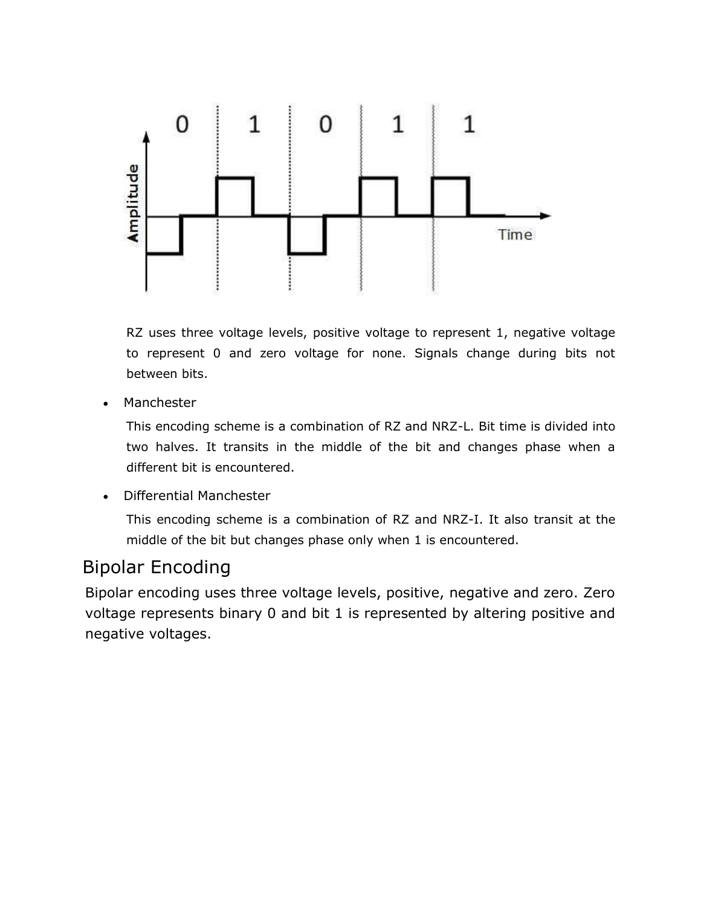RZ uses three voltage levels, positive voltage to represent 1, negative voltage to represent 0 and zero voltage for none. Signals change during bits not between bits.

- Manchester

  This encoding scheme is a combination of RZ and NRZ-L. Bit time is divided into two halves. It transits in the middle of the bit and changes phase when a different bit is encountered.

- Differential Manchester

  This encoding scheme is a combination of RZ and NRZ-I. It also transit at the middle of the bit but changes phase only when 1 is encountered.

## Bipolar Encoding

Bipolar encoding uses three voltage levels, positive, negative and zero. Zero voltage represents binary 0 and bit 1 is represented by altering positive and negative voltages.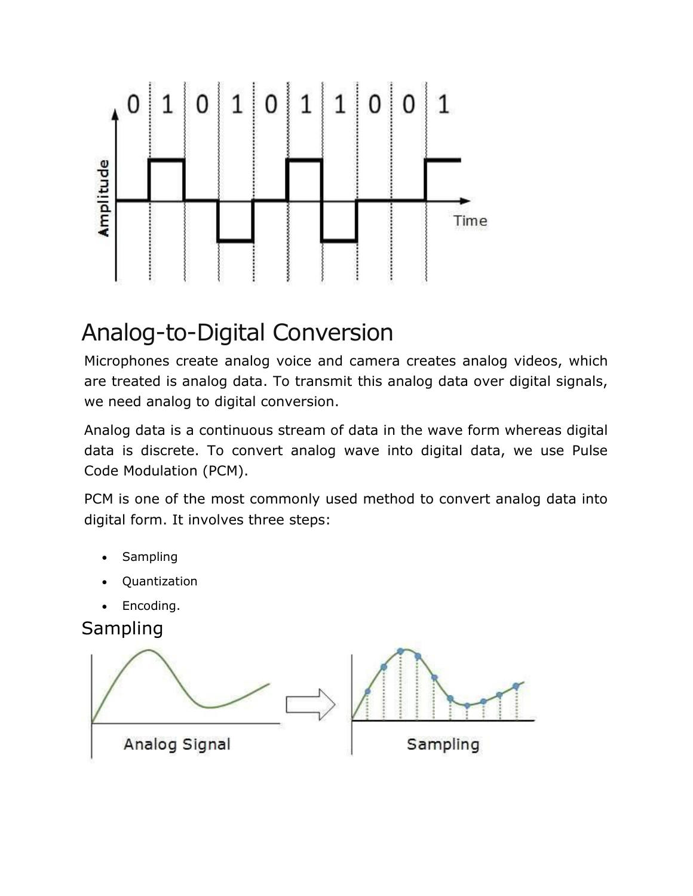# Analog-to-Digital Conversion

Microphones create analog voice and camera creates analog videos, which are treated is analog data. To transmit this analog data over digital signals, we need analog to digital conversion.

Analog data is a continuous stream of data in the wave form whereas digital data is discrete. To convert analog wave into digital data, we use Pulse Code Modulation (PCM).

PCM is one of the most commonly used method to convert analog data into digital form. It involves three steps:

- Sampling
- Quantization
- Encoding.

## Sampling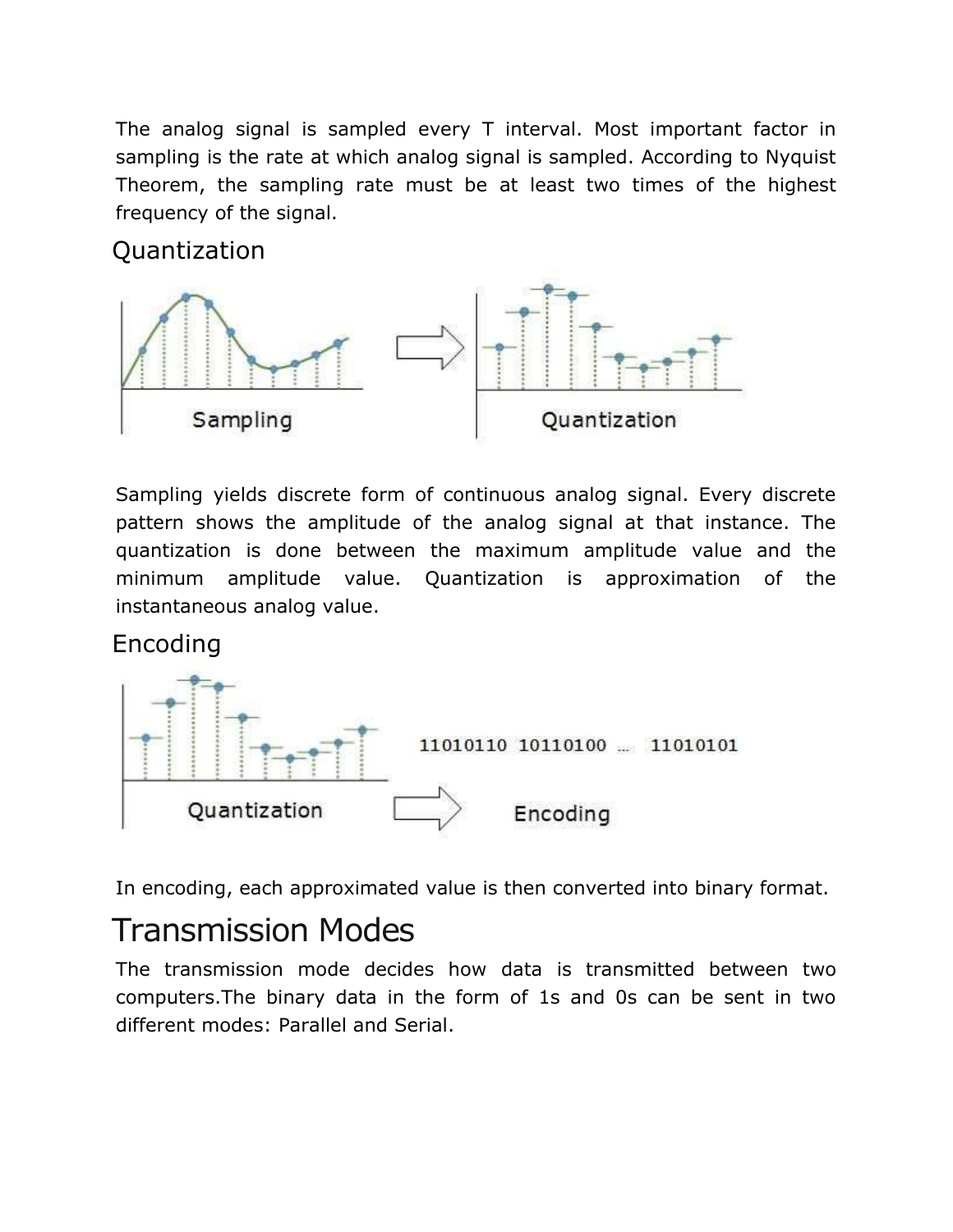The analog signal is sampled every T interval. Most important factor in sampling is the rate at which analog signal is sampled. According to Nyquist Theorem, the sampling rate must be at least two times of the highest frequency of the signal.

## Quantization

Sampling yields discrete form of continuous analog signal. Every discrete pattern shows the amplitude of the analog signal at that instance. The quantization is done between the maximum amplitude value and the minimum amplitude value. Quantization is approximation of the instantaneous analog value.

## Encoding

In encoding, each approximated value is then converted into binary format.

# Transmission Modes

The transmission mode decides how data is transmitted between two computers.The binary data in the form of 1s and 0s can be sent in two different modes: Parallel and Serial.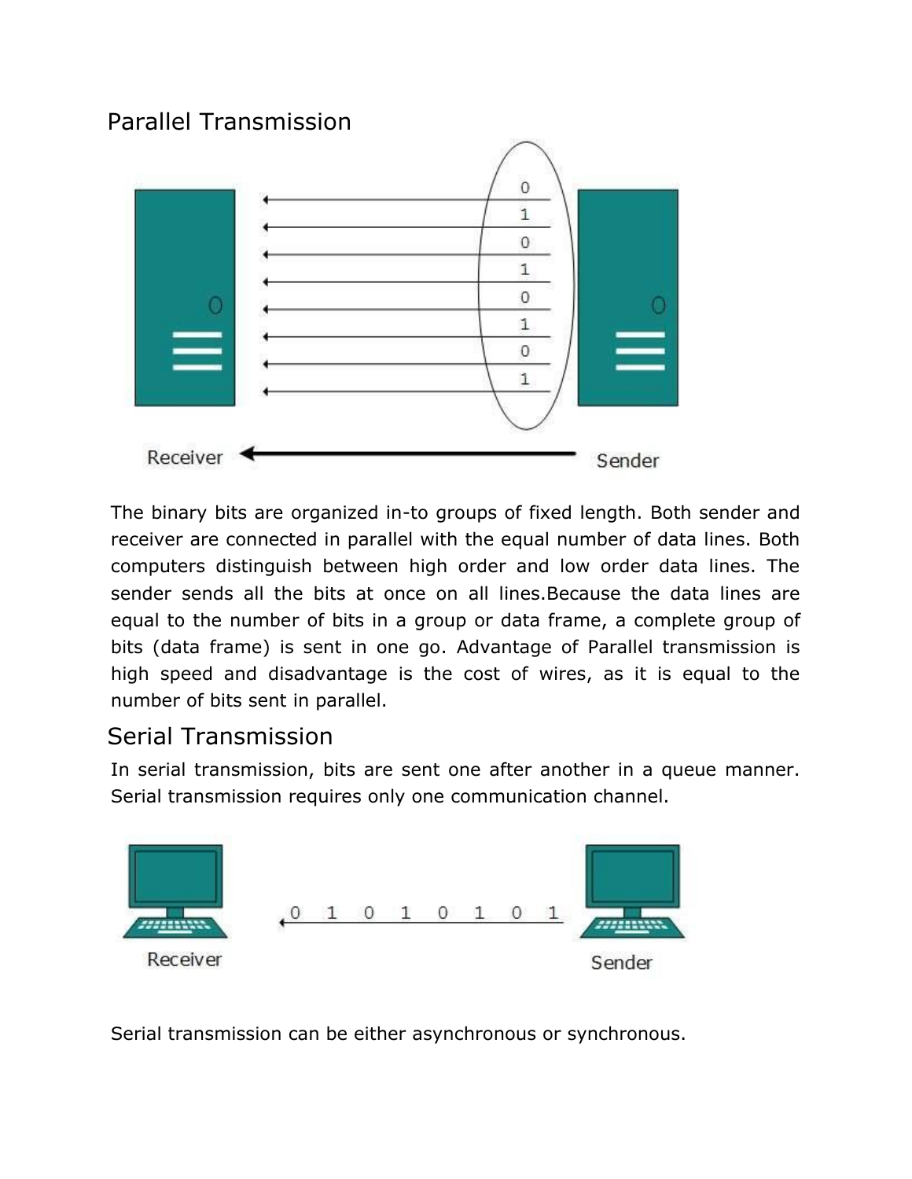## Parallel Transmission

The binary bits are organized in-to groups of fixed length. Both sender and receiver are connected in parallel with the equal number of data lines. Both computers distinguish between high order and low order data lines. The sender sends all the bits at once on all lines.Because the data lines are equal to the number of bits in a group or data frame, a complete group of bits (data frame) is sent in one go. Advantage of Parallel transmission is high speed and disadvantage is the cost of wires, as it is equal to the number of bits sent in parallel.

## Serial Transmission

In serial transmission, bits are sent one after another in a queue manner. Serial transmission requires only one communication channel.

Serial transmission can be either asynchronous or synchronous.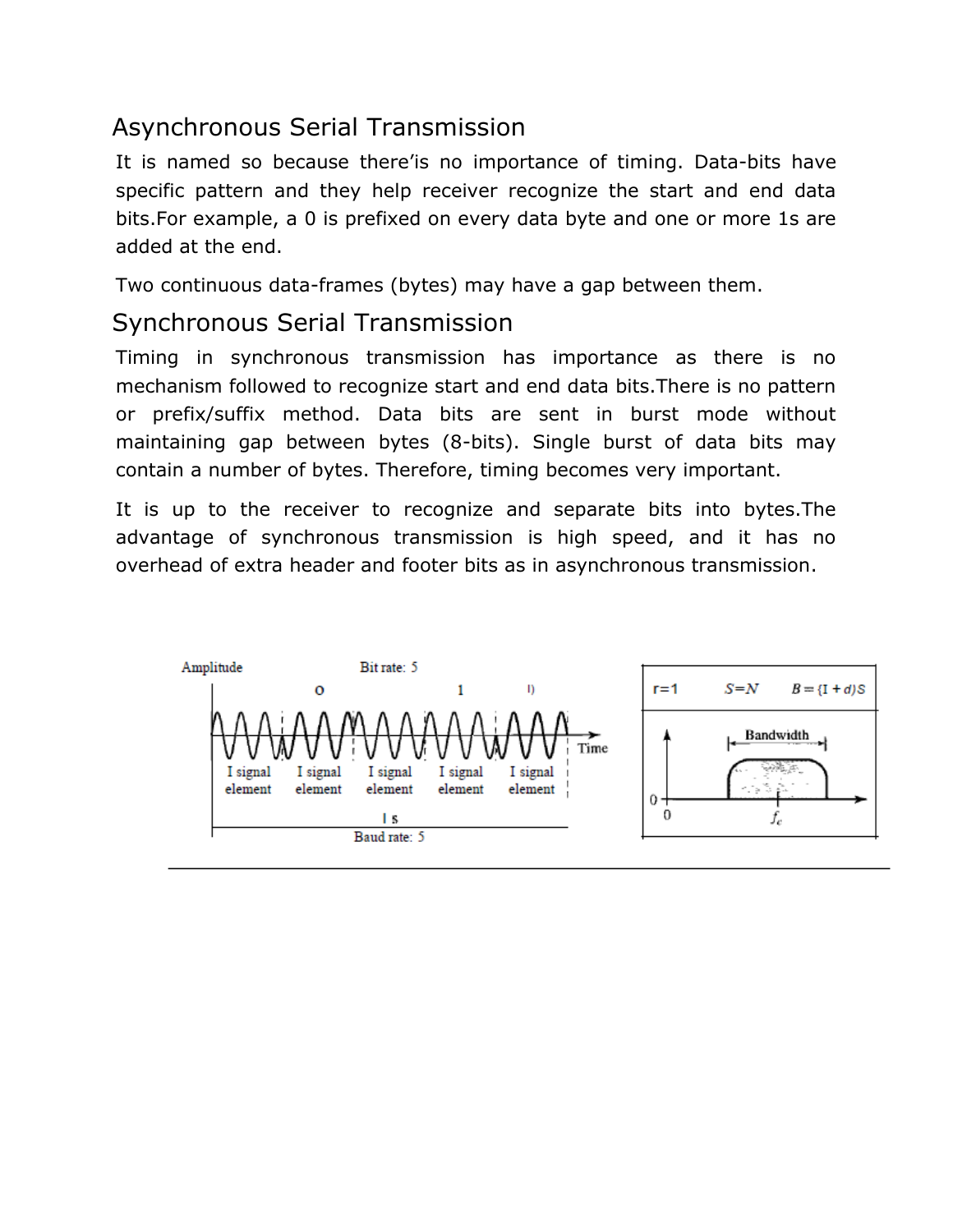## Asynchronous Serial Transmission

It is named so because there'is no importance of timing. Data-bits have specific pattern and they help receiver recognize the start and end data bits.For example, a 0 is prefixed on every data byte and one or more 1s are added at the end.

Two continuous data-frames (bytes) may have a gap between them.

## Synchronous Serial Transmission

Timing in synchronous transmission has importance as there is no mechanism followed to recognize start and end data bits.There is no pattern or prefix/suffix method. Data bits are sent in burst mode without maintaining gap between bytes (8-bits). Single burst of data bits may contain a number of bytes. Therefore, timing becomes very important.

It is up to the receiver to recognize and separate bits into bytes.The advantage of synchronous transmission is high speed, and it has no overhead of extra header and footer bits as in asynchronous transmission.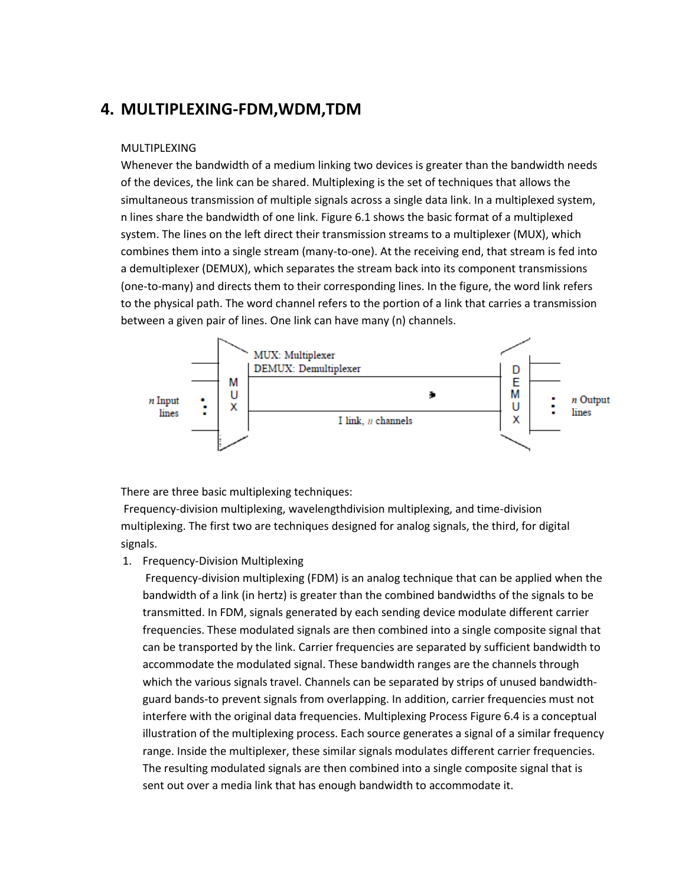# 4. MULTIPLEXING-FDM,WDM,TDM

MULTIPLEXING

Whenever the bandwidth of a medium linking two devices is greater than the bandwidth needs of the devices, the link can be shared. Multiplexing is the set of techniques that allows the simultaneous transmission of multiple signals across a single data link. In a multiplexed system, n lines share the bandwidth of one link. Figure 6.1 shows the basic format of a multiplexed system. The lines on the left direct their transmission streams to a multiplexer (MUX), which combines them into a single stream (many-to-one). At the receiving end, that stream is fed into a demultiplexer (DEMUX), which separates the stream back into its component transmissions (one-to-many) and directs them to their corresponding lines. In the figure, the word link refers to the physical path. The word channel refers to the portion of a link that carries a transmission between a given pair of lines. One link can have many (n) channels.

MUX: Multiplexer
DEMUX: Demultiplexer
n Input lines
M U X
D E M U X
n Output lines
I link, n channels

There are three basic multiplexing techniques:

Frequency-division multiplexing, wavelengthdivision multiplexing, and time-division multiplexing. The first two are techniques designed for analog signals, the third, for digital signals.

1. Frequency-Division Multiplexing

   Frequency-division multiplexing (FDM) is an analog technique that can be applied when the bandwidth of a link (in hertz) is greater than the combined bandwidths of the signals to be transmitted. In FDM, signals generated by each sending device modulate different carrier frequencies. These modulated signals are then combined into a single composite signal that can be transported by the link. Carrier frequencies are separated by sufficient bandwidth to accommodate the modulated signal. These bandwidth ranges are the channels through which the various signals travel. Channels can be separated by strips of unused bandwidth-guard bands-to prevent signals from overlapping. In addition, carrier frequencies must not interfere with the original data frequencies. Multiplexing Process Figure 6.4 is a conceptual illustration of the multiplexing process. Each source generates a signal of a similar frequency range. Inside the multiplexer, these similar signals modulates different carrier frequencies. The resulting modulated signals are then combined into a single composite signal that is sent out over a media link that has enough bandwidth to accommodate it.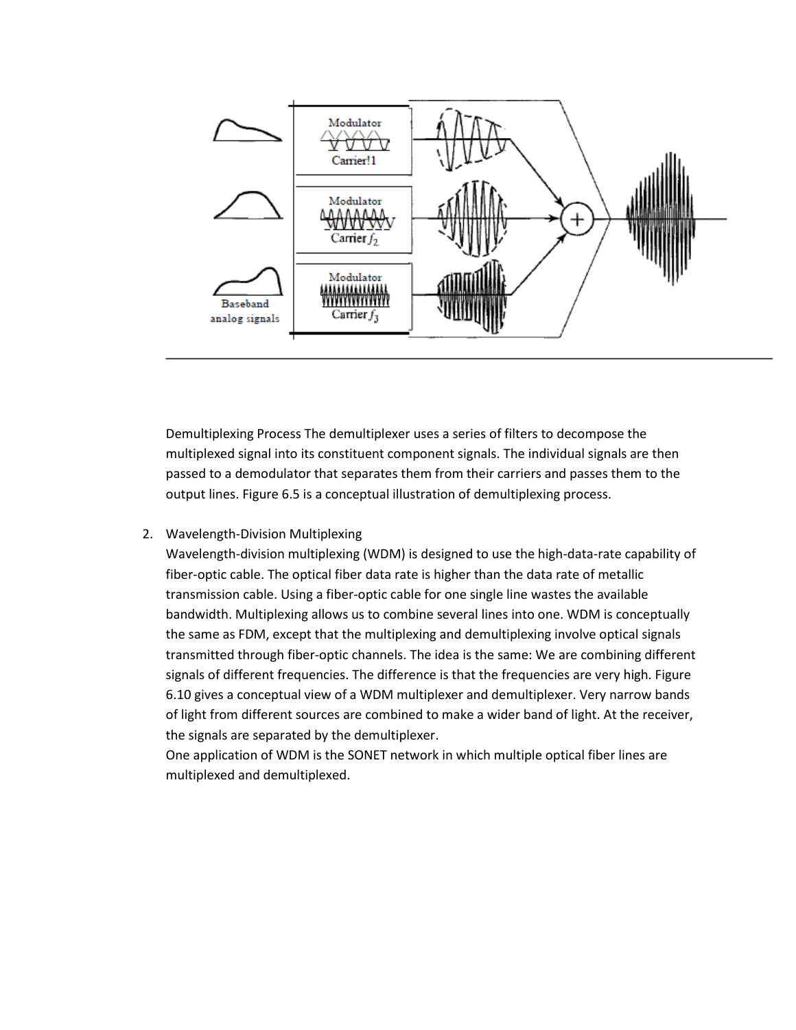Demultiplexing Process The demultiplexer uses a series of filters to decompose the multiplexed signal into its constituent component signals. The individual signals are then passed to a demodulator that separates them from their carriers and passes them to the output lines. Figure 6.5 is a conceptual illustration of demultiplexing process.

2. Wavelength-Division Multiplexing
   Wavelength-division multiplexing (WDM) is designed to use the high-data-rate capability of fiber-optic cable. The optical fiber data rate is higher than the data rate of metallic transmission cable. Using a fiber-optic cable for one single line wastes the available bandwidth. Multiplexing allows us to combine several lines into one. WDM is conceptually the same as FDM, except that the multiplexing and demultiplexing involve optical signals transmitted through fiber-optic channels. The idea is the same: We are combining different signals of different frequencies. The difference is that the frequencies are very high. Figure 6.10 gives a conceptual view of a WDM multiplexer and demultiplexer. Very narrow bands of light from different sources are combined to make a wider band of light. At the receiver, the signals are separated by the demultiplexer.
   One application of WDM is the SONET network in which multiple optical fiber lines are multiplexed and demultiplexed.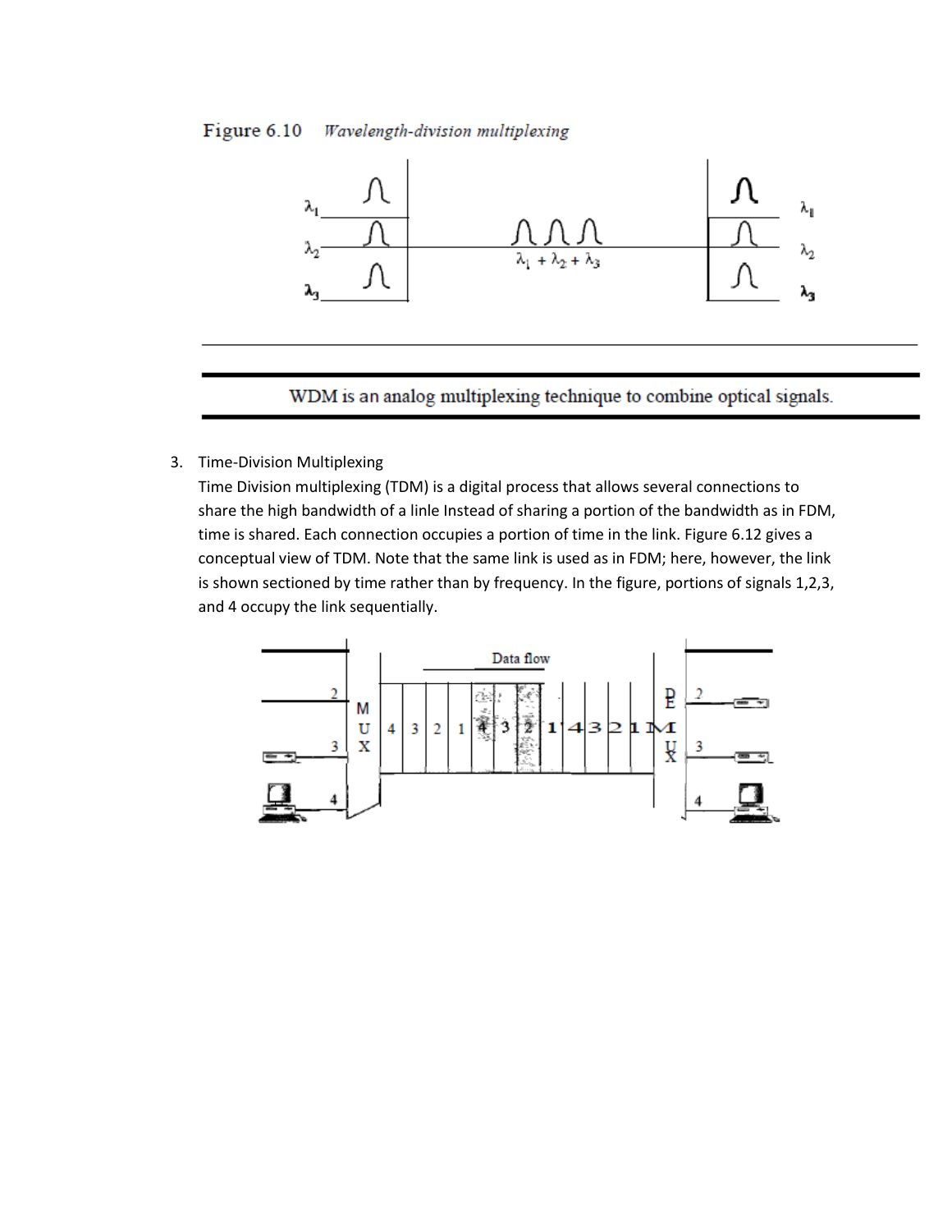Figure 6.10 *Wavelength-division multiplexing*

WDM is an analog multiplexing technique to combine optical signals.

3. Time-Division Multiplexing

   Time Division multiplexing (TDM) is a digital process that allows several connections to share the high bandwidth of a linle Instead of sharing a portion of the bandwidth as in FDM, time is shared. Each connection occupies a portion of time in the link. Figure 6.12 gives a conceptual view of TDM. Note that the same link is used as in FDM; here, however, the link is shown sectioned by time rather than by frequency. In the figure, portions of signals 1,2,3, and 4 occupy the link sequentially.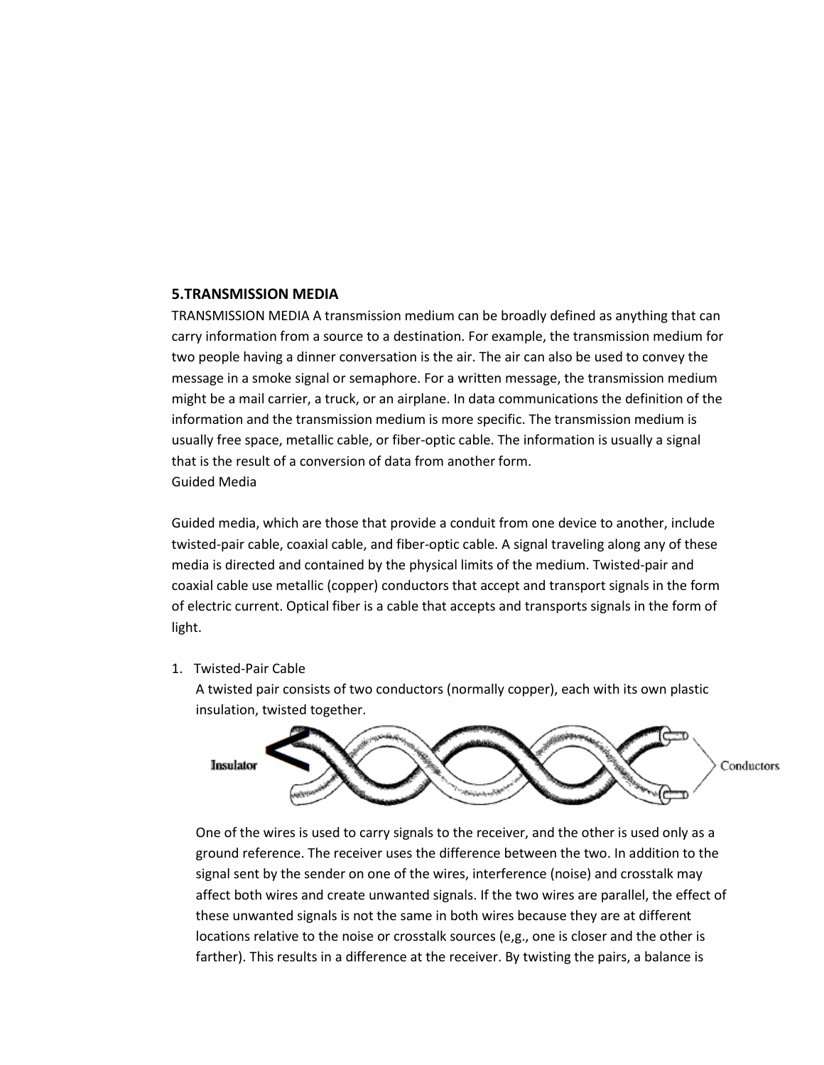## 5.TRANSMISSION MEDIA

TRANSMISSION MEDIA A transmission medium can be broadly defined as anything that can carry information from a source to a destination. For example, the transmission medium for two people having a dinner conversation is the air. The air can also be used to convey the message in a smoke signal or semaphore. For a written message, the transmission medium might be a mail carrier, a truck, or an airplane. In data communications the definition of the information and the transmission medium is more specific. The transmission medium is usually free space, metallic cable, or fiber-optic cable. The information is usually a signal that is the result of a conversion of data from another form.

Guided Media

Guided media, which are those that provide a conduit from one device to another, include twisted-pair cable, coaxial cable, and fiber-optic cable. A signal traveling along any of these media is directed and contained by the physical limits of the medium. Twisted-pair and coaxial cable use metallic (copper) conductors that accept and transport signals in the form of electric current. Optical fiber is a cable that accepts and transports signals in the form of light.

1. Twisted-Pair Cable

   A twisted pair consists of two conductors (normally copper), each with its own plastic insulation, twisted together.

   Insulator

   Conductors

   One of the wires is used to carry signals to the receiver, and the other is used only as a ground reference. The receiver uses the difference between the two. In addition to the signal sent by the sender on one of the wires, interference (noise) and crosstalk may affect both wires and create unwanted signals. If the two wires are parallel, the effect of these unwanted signals is not the same in both wires because they are at different locations relative to the noise or crosstalk sources (e,g., one is closer and the other is farther). This results in a difference at the receiver. By twisting the pairs, a balance is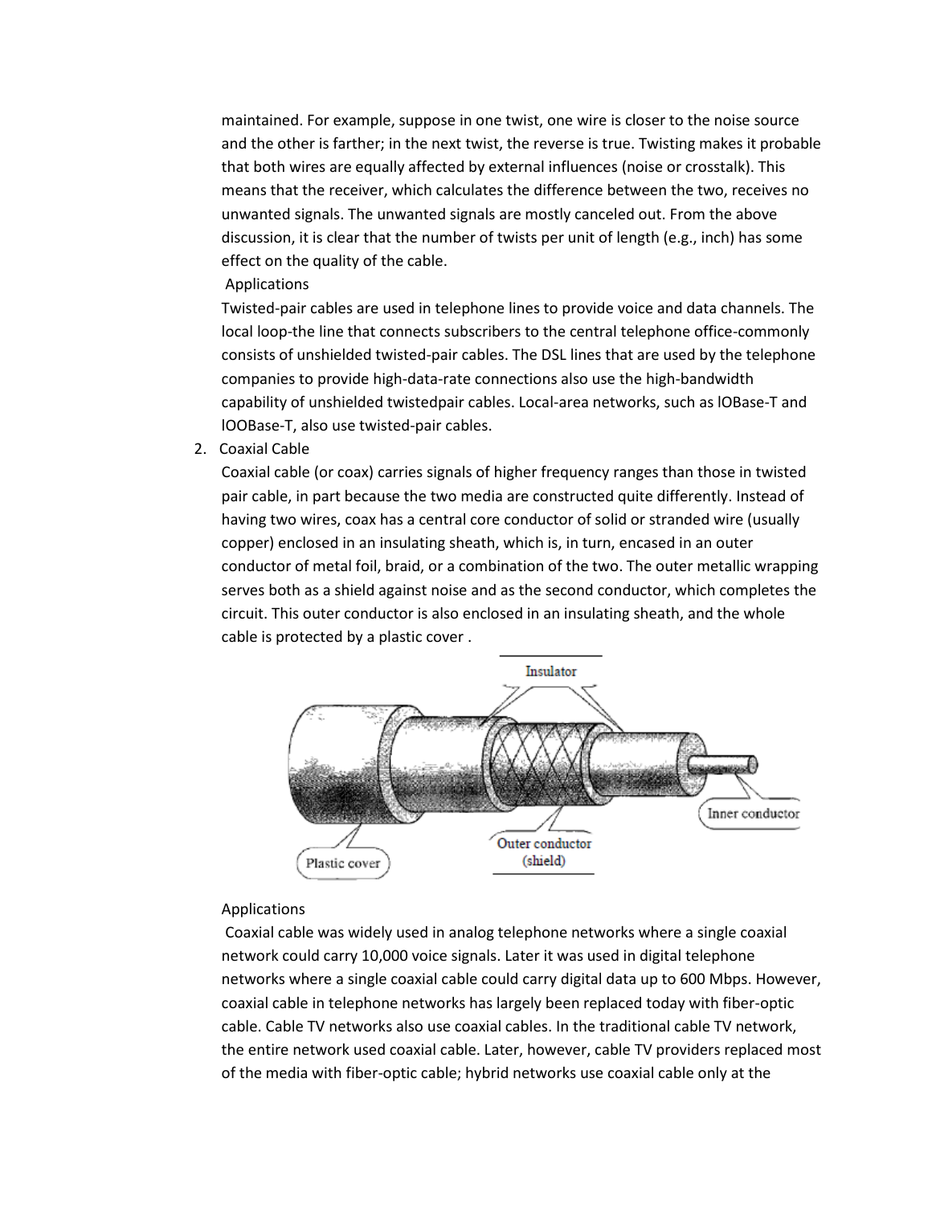maintained. For example, suppose in one twist, one wire is closer to the noise source and the other is farther; in the next twist, the reverse is true. Twisting makes it probable that both wires are equally affected by external influences (noise or crosstalk). This means that the receiver, which calculates the difference between the two, receives no unwanted signals. The unwanted signals are mostly canceled out. From the above discussion, it is clear that the number of twists per unit of length (e.g., inch) has some effect on the quality of the cable.

Applications

Twisted-pair cables are used in telephone lines to provide voice and data channels. The local loop-the line that connects subscribers to the central telephone office-commonly consists of unshielded twisted-pair cables. The DSL lines that are used by the telephone companies to provide high-data-rate connections also use the high-bandwidth capability of unshielded twistedpair cables. Local-area networks, such as lOBase-T and lOOBase-T, also use twisted-pair cables.

2. Coaxial Cable

Coaxial cable (or coax) carries signals of higher frequency ranges than those in twisted pair cable, in part because the two media are constructed quite differently. Instead of having two wires, coax has a central core conductor of solid or stranded wire (usually copper) enclosed in an insulating sheath, which is, in turn, encased in an outer conductor of metal foil, braid, or a combination of the two. The outer metallic wrapping serves both as a shield against noise and as the second conductor, which completes the circuit. This outer conductor is also enclosed in an insulating sheath, and the whole cable is protected by a plastic cover .

Insulator

Inner conductor

Outer conductor (shield)

Plastic cover

Applications

Coaxial cable was widely used in analog telephone networks where a single coaxial network could carry 10,000 voice signals. Later it was used in digital telephone networks where a single coaxial cable could carry digital data up to 600 Mbps. However, coaxial cable in telephone networks has largely been replaced today with fiber-optic cable. Cable TV networks also use coaxial cables. In the traditional cable TV network, the entire network used coaxial cable. Later, however, cable TV providers replaced most of the media with fiber-optic cable; hybrid networks use coaxial cable only at the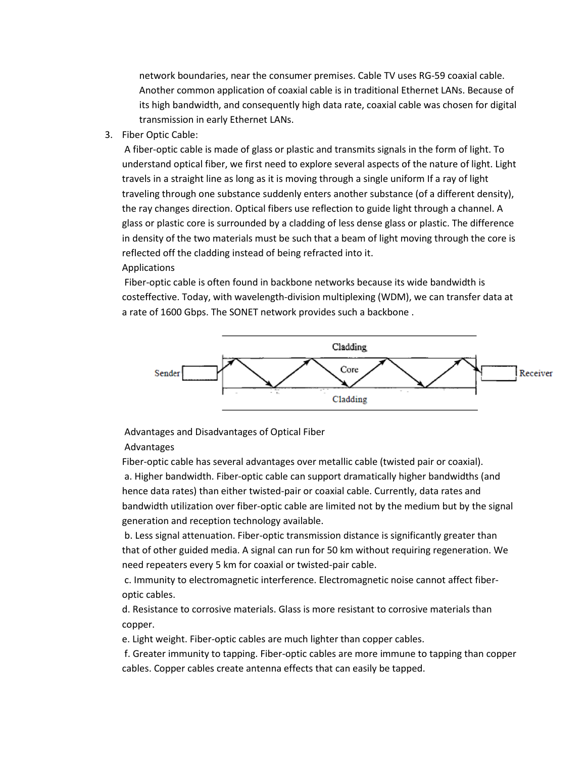network boundaries, near the consumer premises. Cable TV uses RG-59 coaxial cable. Another common application of coaxial cable is in traditional Ethernet LANs. Because of its high bandwidth, and consequently high data rate, coaxial cable was chosen for digital transmission in early Ethernet LANs.

3. Fiber Optic Cable:

A fiber-optic cable is made of glass or plastic and transmits signals in the form of light. To understand optical fiber, we first need to explore several aspects of the nature of light. Light travels in a straight line as long as it is moving through a single uniform If a ray of light traveling through one substance suddenly enters another substance (of a different density), the ray changes direction. Optical fibers use reflection to guide light through a channel. A glass or plastic core is surrounded by a cladding of less dense glass or plastic. The difference in density of the two materials must be such that a beam of light moving through the core is reflected off the cladding instead of being refracted into it.

Applications

Fiber-optic cable is often found in backbone networks because its wide bandwidth is costeffective. Today, with wavelength-division multiplexing (WDM), we can transfer data at a rate of 1600 Gbps. The SONET network provides such a backbone .

Advantages and Disadvantages of Optical Fiber

Advantages

Fiber-optic cable has several advantages over metallic cable (twisted pair or coaxial).

a. Higher bandwidth. Fiber-optic cable can support dramatically higher bandwidths (and hence data rates) than either twisted-pair or coaxial cable. Currently, data rates and bandwidth utilization over fiber-optic cable are limited not by the medium but by the signal generation and reception technology available.

b. Less signal attenuation. Fiber-optic transmission distance is significantly greater than that of other guided media. A signal can run for 50 km without requiring regeneration. We need repeaters every 5 km for coaxial or twisted-pair cable.

c. Immunity to electromagnetic interference. Electromagnetic noise cannot affect fiber-optic cables.

d. Resistance to corrosive materials. Glass is more resistant to corrosive materials than copper.

e. Light weight. Fiber-optic cables are much lighter than copper cables.

f. Greater immunity to tapping. Fiber-optic cables are more immune to tapping than copper cables. Copper cables create antenna effects that can easily be tapped.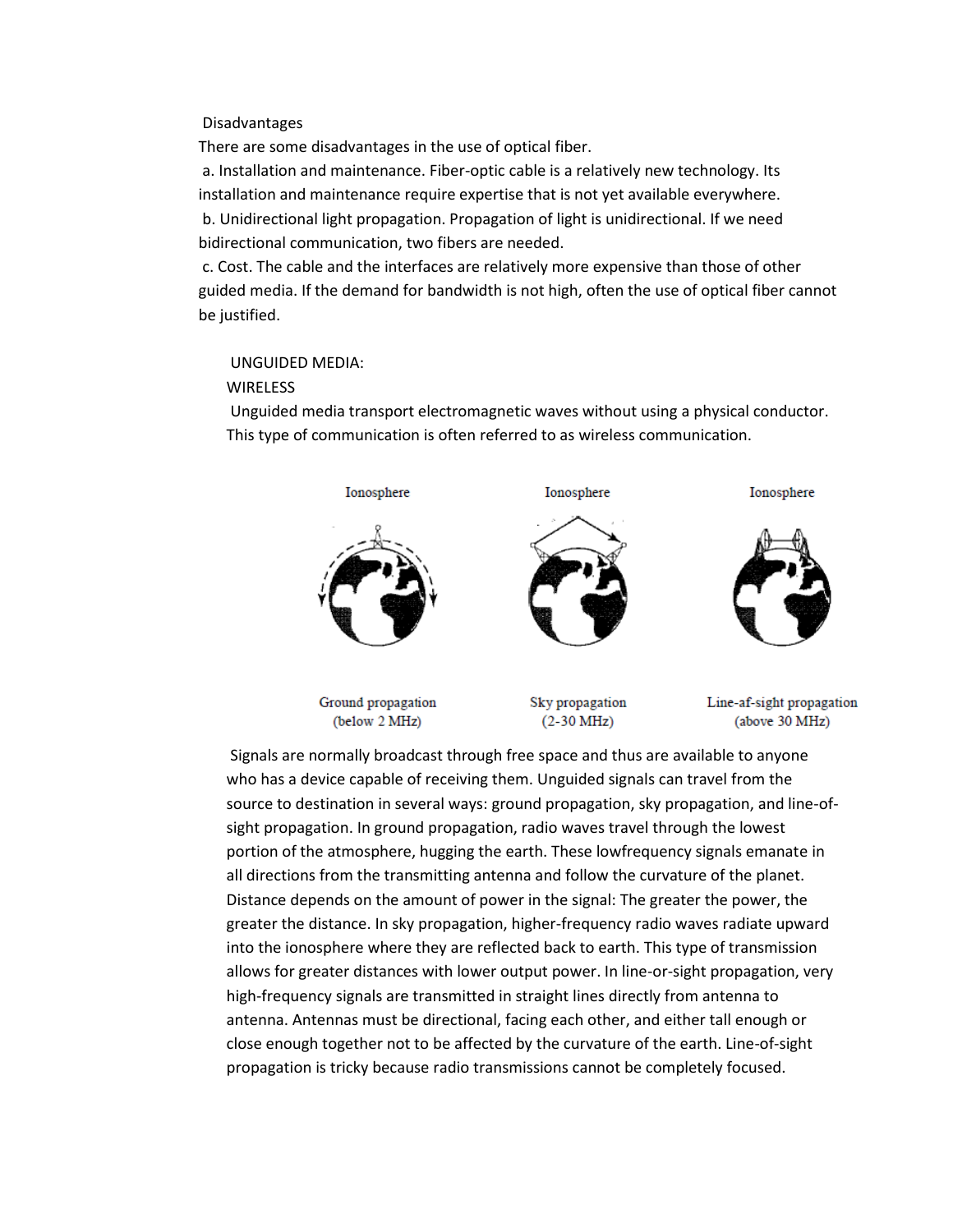Disadvantages

There are some disadvantages in the use of optical fiber.

a. Installation and maintenance. Fiber-optic cable is a relatively new technology. Its installation and maintenance require expertise that is not yet available everywhere.

b. Unidirectional light propagation. Propagation of light is unidirectional. If we need bidirectional communication, two fibers are needed.

c. Cost. The cable and the interfaces are relatively more expensive than those of other guided media. If the demand for bandwidth is not high, often the use of optical fiber cannot be justified.

UNGUIDED MEDIA:

WIRELESS

Unguided media transport electromagnetic waves without using a physical conductor. This type of communication is often referred to as wireless communication.

Ionosphere — Ground propagation (below 2 MHz)

Ionosphere — Sky propagation (2-30 MHz)

Ionosphere — Line-af-sight propagation (above 30 MHz)

Signals are normally broadcast through free space and thus are available to anyone who has a device capable of receiving them. Unguided signals can travel from the source to destination in several ways: ground propagation, sky propagation, and line-of-sight propagation. In ground propagation, radio waves travel through the lowest portion of the atmosphere, hugging the earth. These lowfrequency signals emanate in all directions from the transmitting antenna and follow the curvature of the planet. Distance depends on the amount of power in the signal: The greater the power, the greater the distance. In sky propagation, higher-frequency radio waves radiate upward into the ionosphere where they are reflected back to earth. This type of transmission allows for greater distances with lower output power. In line-or-sight propagation, very high-frequency signals are transmitted in straight lines directly from antenna to antenna. Antennas must be directional, facing each other, and either tall enough or close enough together not to be affected by the curvature of the earth. Line-of-sight propagation is tricky because radio transmissions cannot be completely focused.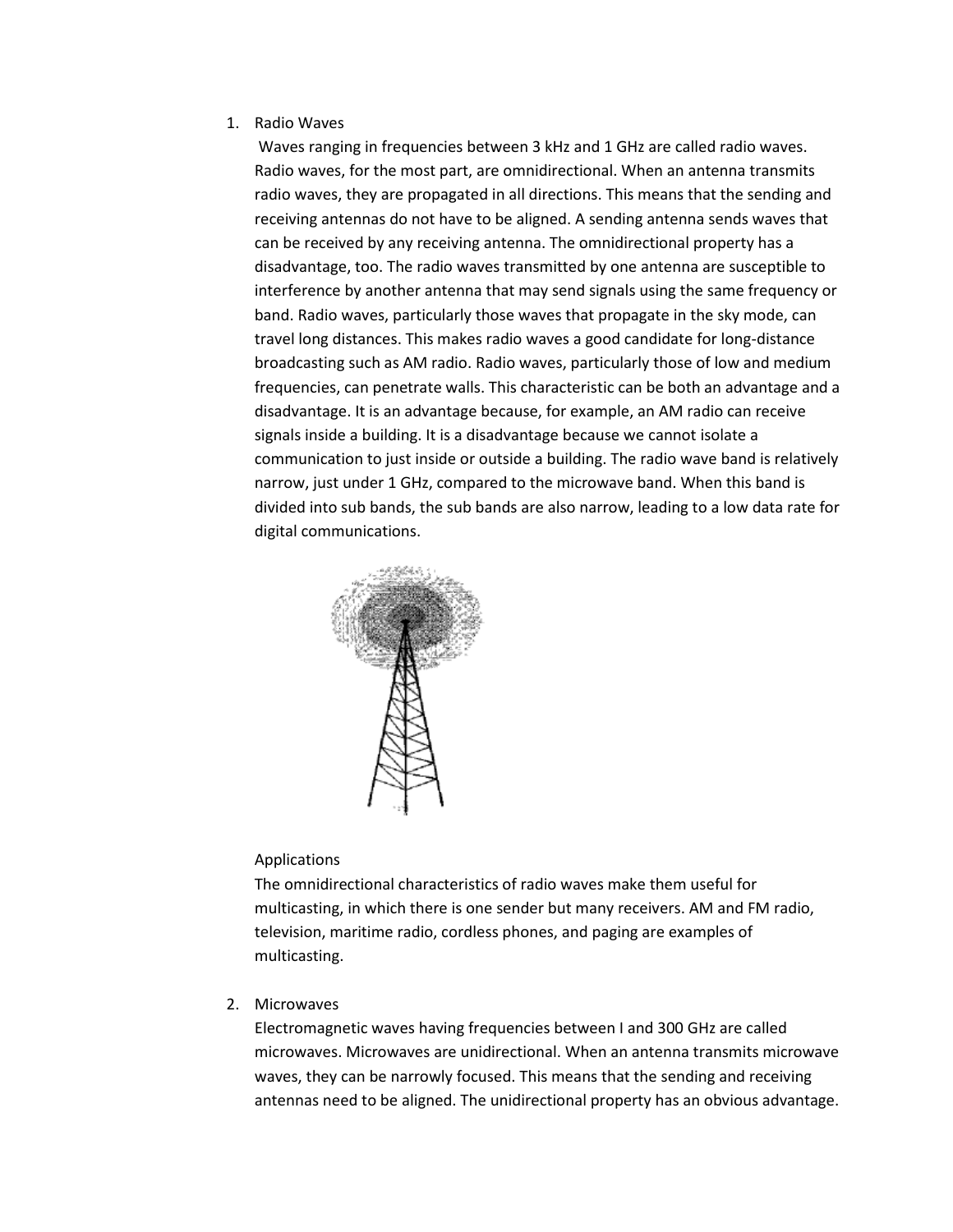1. Radio Waves

   Waves ranging in frequencies between 3 kHz and 1 GHz are called radio waves. Radio waves, for the most part, are omnidirectional. When an antenna transmits radio waves, they are propagated in all directions. This means that the sending and receiving antennas do not have to be aligned. A sending antenna sends waves that can be received by any receiving antenna. The omnidirectional property has a disadvantage, too. The radio waves transmitted by one antenna are susceptible to interference by another antenna that may send signals using the same frequency or band. Radio waves, particularly those waves that propagate in the sky mode, can travel long distances. This makes radio waves a good candidate for long-distance broadcasting such as AM radio. Radio waves, particularly those of low and medium frequencies, can penetrate walls. This characteristic can be both an advantage and a disadvantage. It is an advantage because, for example, an AM radio can receive signals inside a building. It is a disadvantage because we cannot isolate a communication to just inside or outside a building. The radio wave band is relatively narrow, just under 1 GHz, compared to the microwave band. When this band is divided into sub bands, the sub bands are also narrow, leading to a low data rate for digital communications.

   Applications

   The omnidirectional characteristics of radio waves make them useful for multicasting, in which there is one sender but many receivers. AM and FM radio, television, maritime radio, cordless phones, and paging are examples of multicasting.

2. Microwaves

   Electromagnetic waves having frequencies between I and 300 GHz are called microwaves. Microwaves are unidirectional. When an antenna transmits microwave waves, they can be narrowly focused. This means that the sending and receiving antennas need to be aligned. The unidirectional property has an obvious advantage.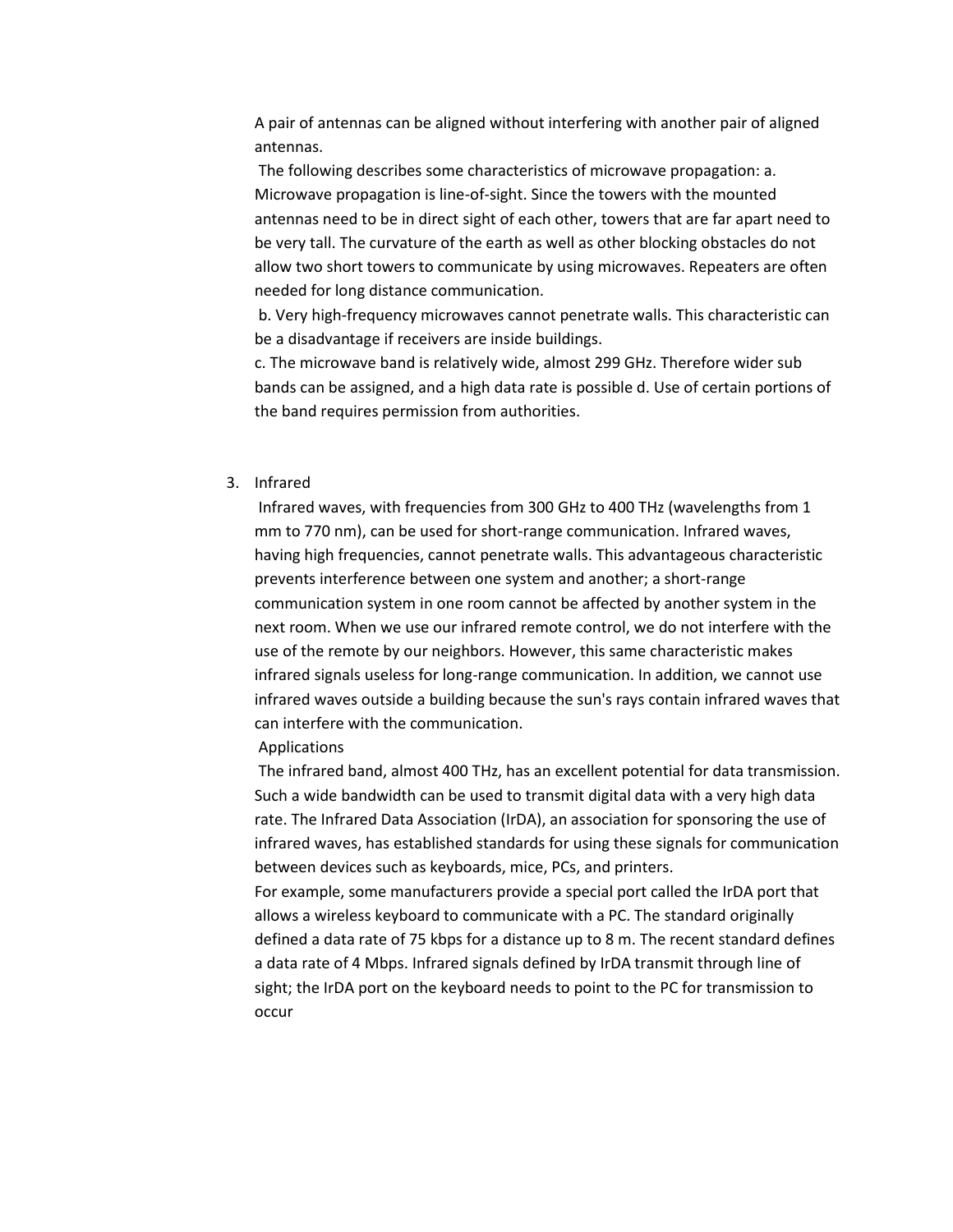A pair of antennas can be aligned without interfering with another pair of aligned antennas.

The following describes some characteristics of microwave propagation: a. Microwave propagation is line-of-sight. Since the towers with the mounted antennas need to be in direct sight of each other, towers that are far apart need to be very tall. The curvature of the earth as well as other blocking obstacles do not allow two short towers to communicate by using microwaves. Repeaters are often needed for long distance communication.

b. Very high-frequency microwaves cannot penetrate walls. This characteristic can be a disadvantage if receivers are inside buildings.

c. The microwave band is relatively wide, almost 299 GHz. Therefore wider sub bands can be assigned, and a high data rate is possible d. Use of certain portions of the band requires permission from authorities.

3. Infrared

Infrared waves, with frequencies from 300 GHz to 400 THz (wavelengths from 1 mm to 770 nm), can be used for short-range communication. Infrared waves, having high frequencies, cannot penetrate walls. This advantageous characteristic prevents interference between one system and another; a short-range communication system in one room cannot be affected by another system in the next room. When we use our infrared remote control, we do not interfere with the use of the remote by our neighbors. However, this same characteristic makes infrared signals useless for long-range communication. In addition, we cannot use infrared waves outside a building because the sun's rays contain infrared waves that can interfere with the communication.

Applications

The infrared band, almost 400 THz, has an excellent potential for data transmission. Such a wide bandwidth can be used to transmit digital data with a very high data rate. The Infrared Data Association (IrDA), an association for sponsoring the use of infrared waves, has established standards for using these signals for communication between devices such as keyboards, mice, PCs, and printers.

For example, some manufacturers provide a special port called the IrDA port that allows a wireless keyboard to communicate with a PC. The standard originally defined a data rate of 75 kbps for a distance up to 8 m. The recent standard defines a data rate of 4 Mbps. Infrared signals defined by IrDA transmit through line of sight; the IrDA port on the keyboard needs to point to the PC for transmission to occur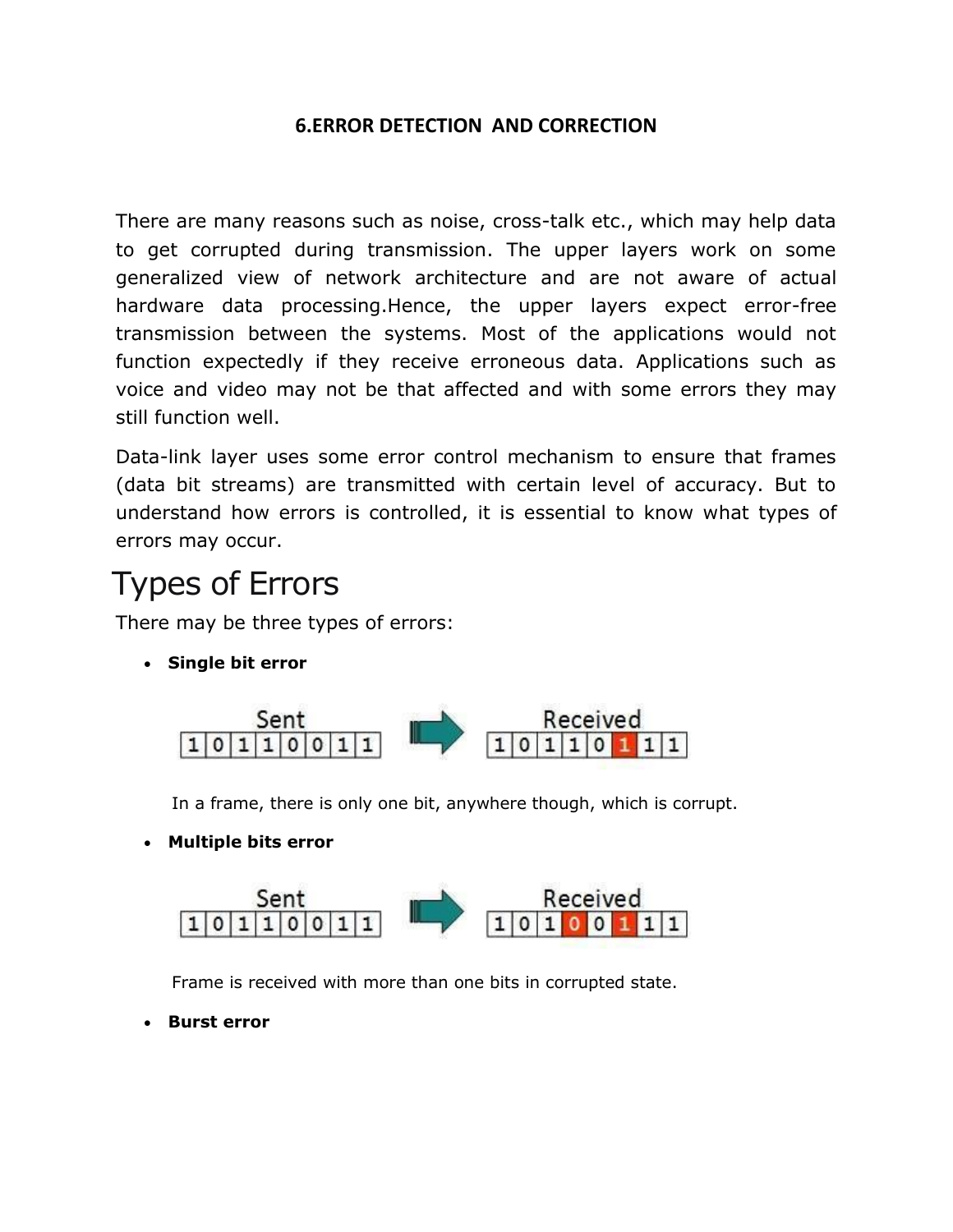## 6.ERROR DETECTION AND CORRECTION

There are many reasons such as noise, cross-talk etc., which may help data to get corrupted during transmission. The upper layers work on some generalized view of network architecture and are not aware of actual hardware data processing.Hence, the upper layers expect error-free transmission between the systems. Most of the applications would not function expectedly if they receive erroneous data. Applications such as voice and video may not be that affected and with some errors they may still function well.

Data-link layer uses some error control mechanism to ensure that frames (data bit streams) are transmitted with certain level of accuracy. But to understand how errors is controlled, it is essential to know what types of errors may occur.

# Types of Errors

There may be three types of errors:

- **Single bit error**

Sent: 1 0 1 1 0 0 1 1 → Received: 1 0 1 1 0 1 1 1

In a frame, there is only one bit, anywhere though, which is corrupt.

- **Multiple bits error**

Sent: 1 0 1 1 0 0 1 1 → Received: 1 0 1 0 0 1 1 1

Frame is received with more than one bits in corrupted state.

- **Burst error**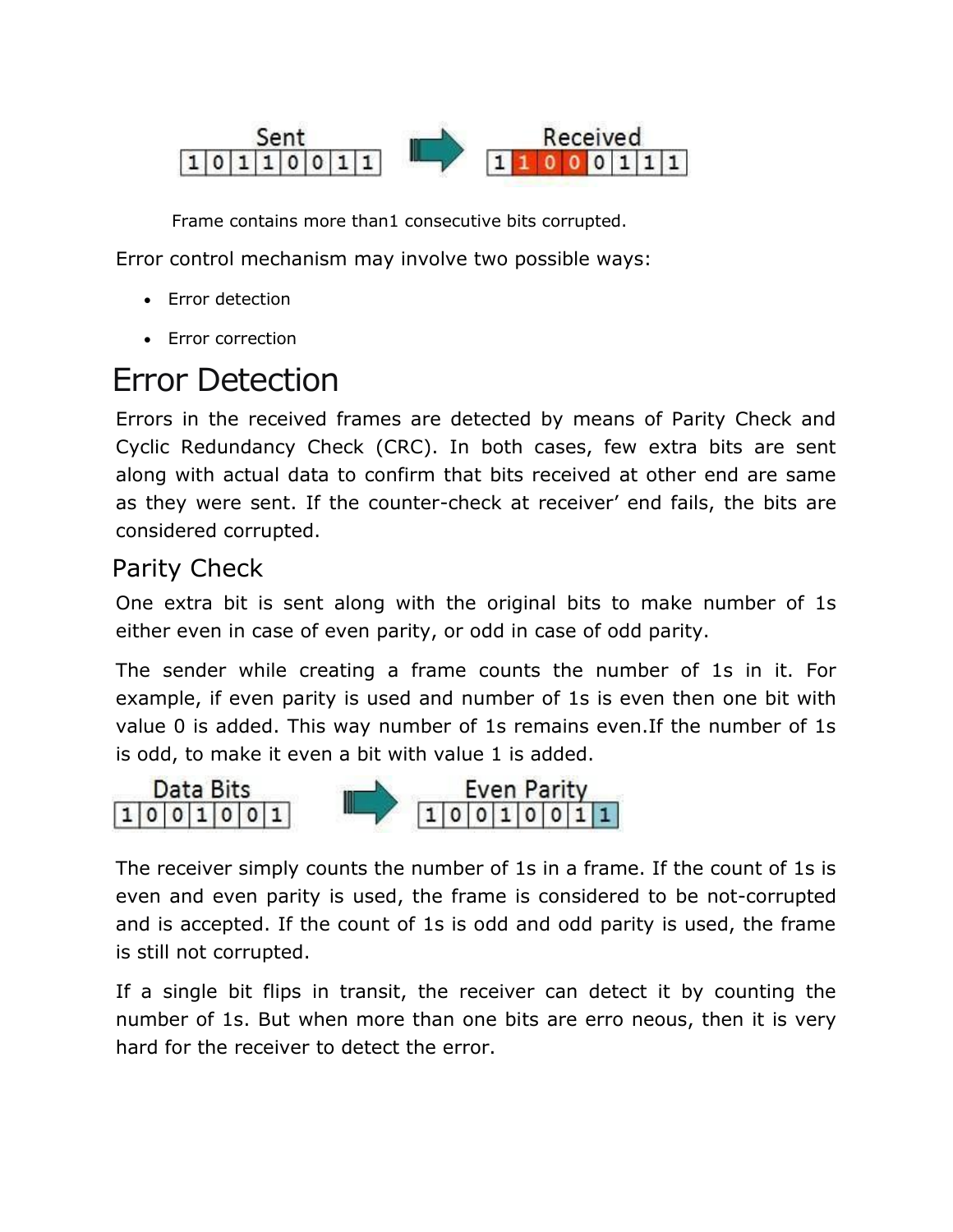| Sent | | | | | | | |
|---|---|---|---|---|---|---|---|
| 1 | 0 | 1 | 1 | 0 | 0 | 1 | 1 |

| Received | | | | | | | |
|---|---|---|---|---|---|---|---|
| 1 | 1 | 0 | 0 | 0 | 1 | 1 | 1 |

Frame contains more than1 consecutive bits corrupted.

Error control mechanism may involve two possible ways:

- Error detection
- Error correction

# Error Detection

Errors in the received frames are detected by means of Parity Check and Cyclic Redundancy Check (CRC). In both cases, few extra bits are sent along with actual data to confirm that bits received at other end are same as they were sent. If the counter-check at receiver' end fails, the bits are considered corrupted.

## Parity Check

One extra bit is sent along with the original bits to make number of 1s either even in case of even parity, or odd in case of odd parity.

The sender while creating a frame counts the number of 1s in it. For example, if even parity is used and number of 1s is even then one bit with value 0 is added. This way number of 1s remains even.If the number of 1s is odd, to make it even a bit with value 1 is added.

| Data Bits | | | | | | | |
|---|---|---|---|---|---|---|---|
| 1 | 0 | 0 | 1 | 0 | 0 | 0 | 1 |

| Even Parity | | | | | | | | |
|---|---|---|---|---|---|---|---|---|
| 1 | 0 | 0 | 1 | 0 | 0 | 0 | 1 | 1 |

The receiver simply counts the number of 1s in a frame. If the count of 1s is even and even parity is used, the frame is considered to be not-corrupted and is accepted. If the count of 1s is odd and odd parity is used, the frame is still not corrupted.

If a single bit flips in transit, the receiver can detect it by counting the number of 1s. But when more than one bits are erro neous, then it is very hard for the receiver to detect the error.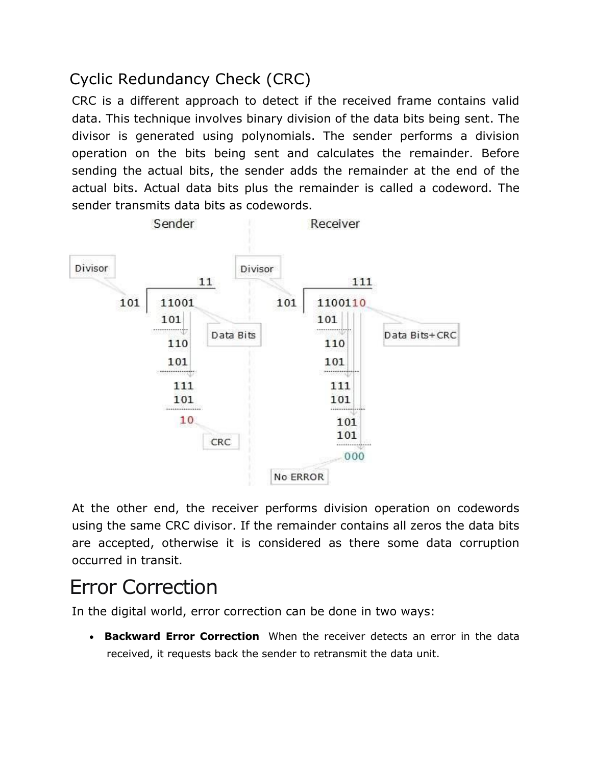## Cyclic Redundancy Check (CRC)

CRC is a different approach to detect if the received frame contains valid data. This technique involves binary division of the data bits being sent. The divisor is generated using polynomials. The sender performs a division operation on the bits being sent and calculates the remainder. Before sending the actual bits, the sender adds the remainder at the end of the actual bits. Actual data bits plus the remainder is called a codeword. The sender transmits data bits as codewords.

At the other end, the receiver performs division operation on codewords using the same CRC divisor. If the remainder contains all zeros the data bits are accepted, otherwise it is considered as there some data corruption occurred in transit.

# Error Correction

In the digital world, error correction can be done in two ways:

- **Backward Error Correction** When the receiver detects an error in the data received, it requests back the sender to retransmit the data unit.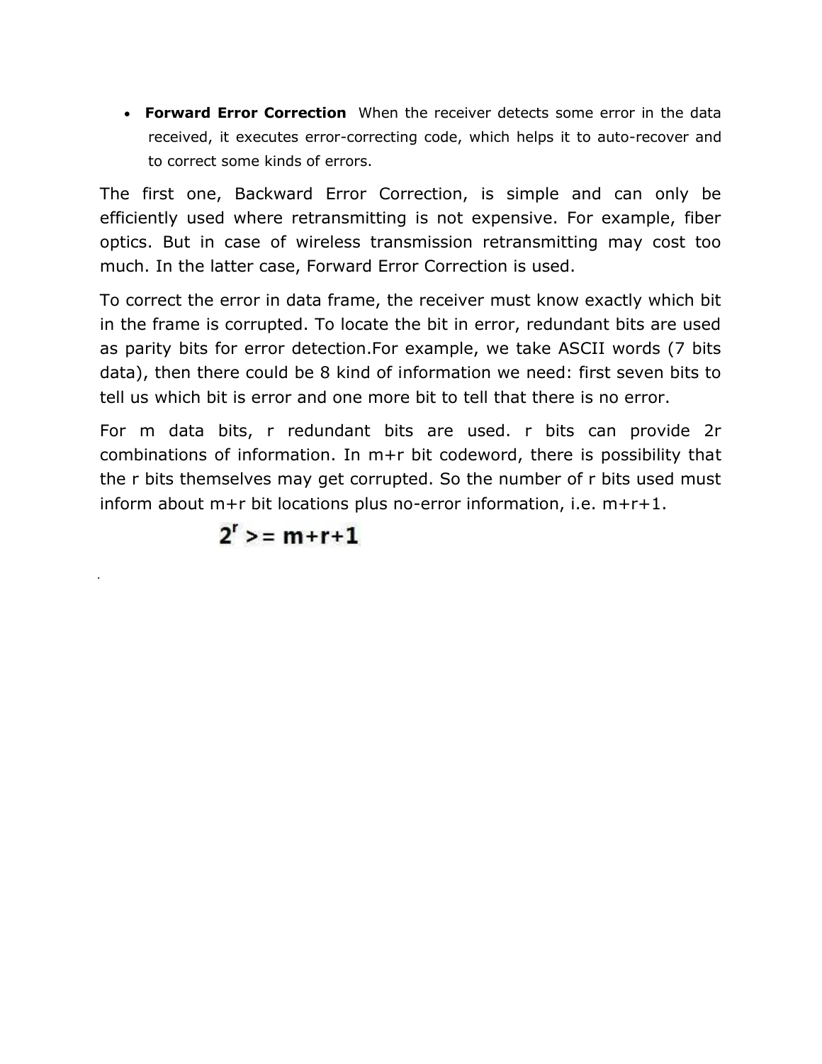- **Forward Error Correction** When the receiver detects some error in the data received, it executes error-correcting code, which helps it to auto-recover and to correct some kinds of errors.

The first one, Backward Error Correction, is simple and can only be efficiently used where retransmitting is not expensive. For example, fiber optics. But in case of wireless transmission retransmitting may cost too much. In the latter case, Forward Error Correction is used.

To correct the error in data frame, the receiver must know exactly which bit in the frame is corrupted. To locate the bit in error, redundant bits are used as parity bits for error detection.For example, we take ASCII words (7 bits data), then there could be 8 kind of information we need: first seven bits to tell us which bit is error and one more bit to tell that there is no error.

For m data bits, r redundant bits are used. r bits can provide 2r combinations of information. In m+r bit codeword, there is possibility that the r bits themselves may get corrupted. So the number of r bits used must inform about m+r bit locations plus no-error information, i.e. m+r+1.

$$2^r >= m+r+1$$